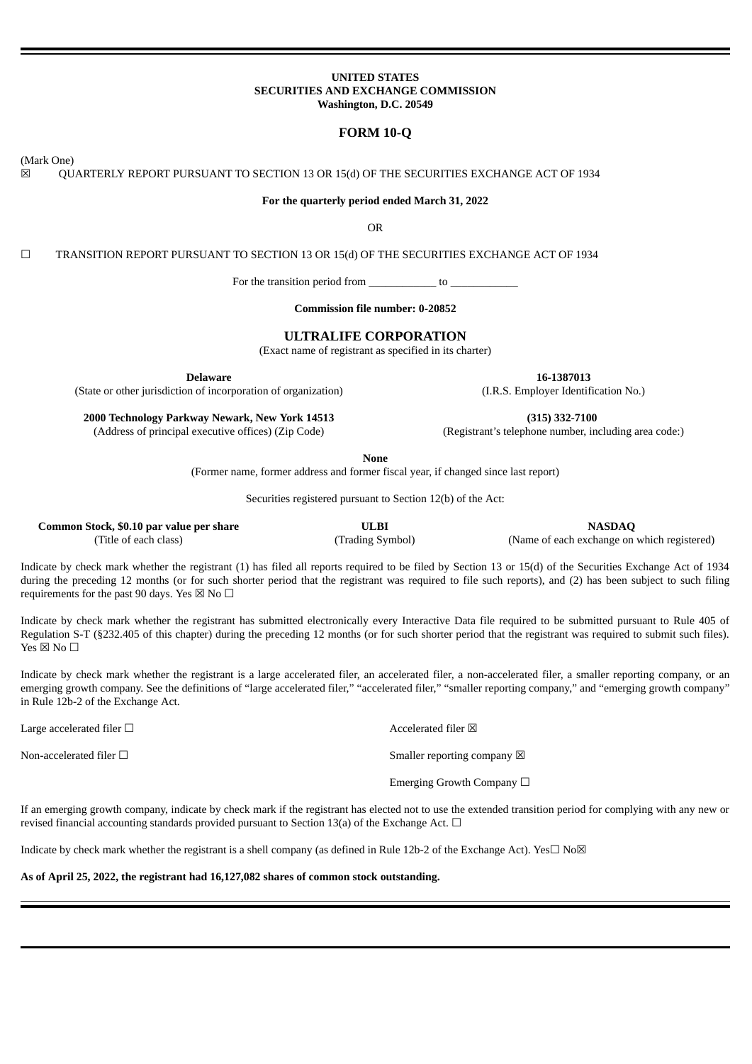**UNITED STATES**
**SECURITIES AND EXCHANGE COMMISSION**
**Washington, D.C. 20549**

# FORM 10-Q

(Mark One)

☒ QUARTERLY REPORT PURSUANT TO SECTION 13 OR 15(d) OF THE SECURITIES EXCHANGE ACT OF 1934

**For the quarterly period ended March 31, 2022**

OR

☐ TRANSITION REPORT PURSUANT TO SECTION 13 OR 15(d) OF THE SECURITIES EXCHANGE ACT OF 1934

For the transition period from ____________ to ____________

**Commission file number: 0-20852**

## ULTRALIFE CORPORATION

(Exact name of registrant as specified in its charter)

| | |
|---|---|
| **Delaware** | **16-1387013** |
| (State or other jurisdiction of incorporation of organization) | (I.R.S. Employer Identification No.) |
| **2000 Technology Parkway Newark, New York 14513** | **(315) 332-7100** |
| (Address of principal executive offices) (Zip Code) | (Registrant's telephone number, including area code:) |

**None**

(Former name, former address and former fiscal year, if changed since last report)

Securities registered pursuant to Section 12(b) of the Act:

| | | |
|---|---|---|
| **Common Stock, $0.10 par value per share** | **ULBI** | **NASDAQ** |
| (Title of each class) | (Trading Symbol) | (Name of each exchange on which registered) |

Indicate by check mark whether the registrant (1) has filed all reports required to be filed by Section 13 or 15(d) of the Securities Exchange Act of 1934 during the preceding 12 months (or for such shorter period that the registrant was required to file such reports), and (2) has been subject to such filing requirements for the past 90 days. Yes ☒ No ☐

Indicate by check mark whether the registrant has submitted electronically every Interactive Data file required to be submitted pursuant to Rule 405 of Regulation S-T (§232.405 of this chapter) during the preceding 12 months (or for such shorter period that the registrant was required to submit such files). Yes ☒ No ☐

Indicate by check mark whether the registrant is a large accelerated filer, an accelerated filer, a non-accelerated filer, a smaller reporting company, or an emerging growth company. See the definitions of "large accelerated filer," "accelerated filer," "smaller reporting company," and "emerging growth company" in Rule 12b-2 of the Exchange Act.

| | |
|---|---|
| Large accelerated filer ☐ | Accelerated filer ☒ |
| Non-accelerated filer ☐ | Smaller reporting company ☒ |
| | Emerging Growth Company ☐ |

If an emerging growth company, indicate by check mark if the registrant has elected not to use the extended transition period for complying with any new or revised financial accounting standards provided pursuant to Section 13(a) of the Exchange Act. ☐

Indicate by check mark whether the registrant is a shell company (as defined in Rule 12b-2 of the Exchange Act). Yes☐ No☒

**As of April 25, 2022, the registrant had 16,127,082 shares of common stock outstanding.**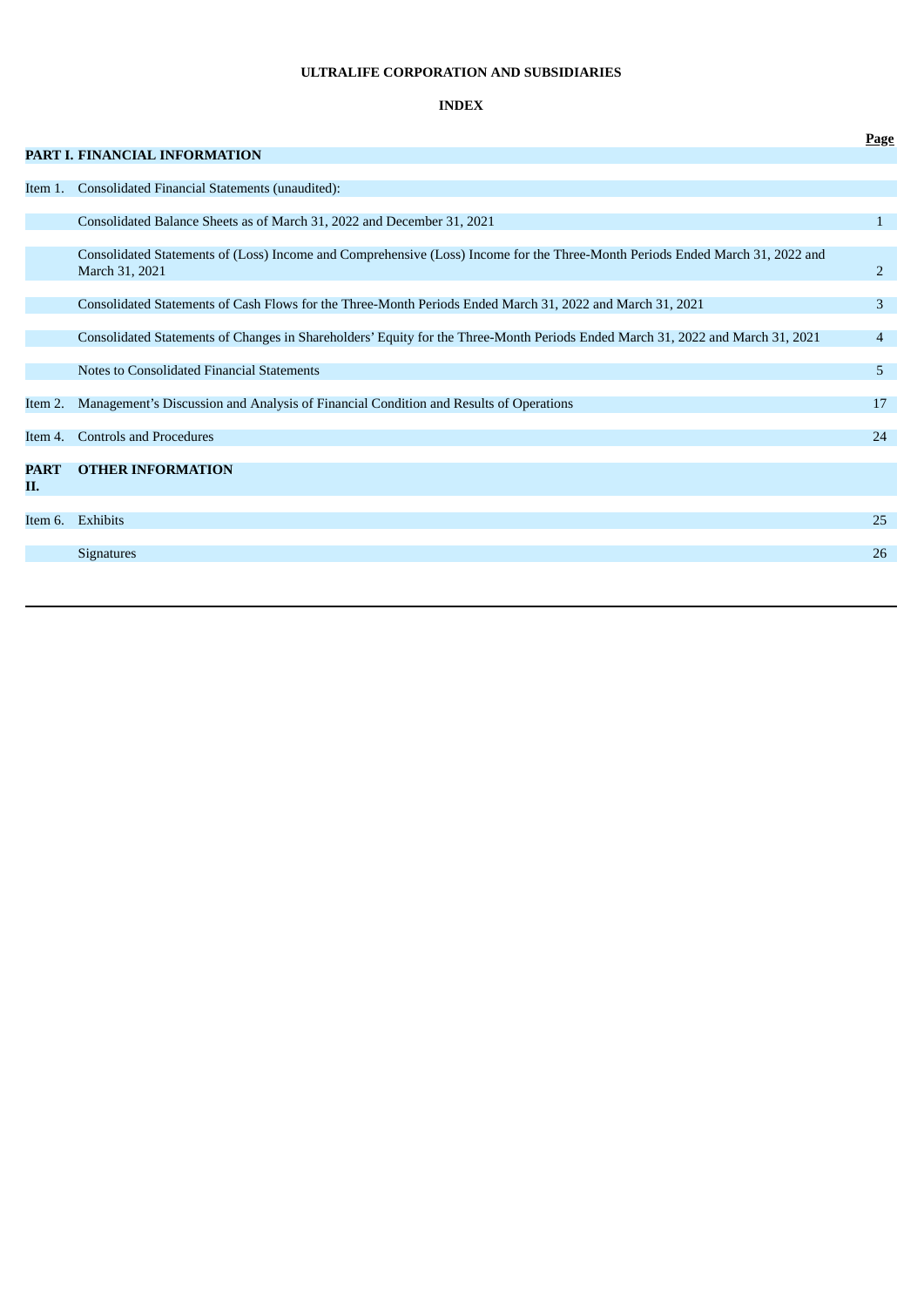**ULTRALIFE CORPORATION AND SUBSIDIARIES**

**INDEX**

| | | Page |
|---|---|---|
| **PART I.** | **FINANCIAL INFORMATION** | |
| Item 1. | Consolidated Financial Statements (unaudited): | |
| | Consolidated Balance Sheets as of March 31, 2022 and December 31, 2021 | 1 |
| | Consolidated Statements of (Loss) Income and Comprehensive (Loss) Income for the Three-Month Periods Ended March 31, 2022 and March 31, 2021 | 2 |
| | Consolidated Statements of Cash Flows for the Three-Month Periods Ended March 31, 2022 and March 31, 2021 | 3 |
| | Consolidated Statements of Changes in Shareholders' Equity for the Three-Month Periods Ended March 31, 2022 and March 31, 2021 | 4 |
| | Notes to Consolidated Financial Statements | 5 |
| Item 2. | Management's Discussion and Analysis of Financial Condition and Results of Operations | 17 |
| Item 4. | Controls and Procedures | 24 |
| **PART II.** | **OTHER INFORMATION** | |
| Item 6. | Exhibits | 25 |
| | Signatures | 26 |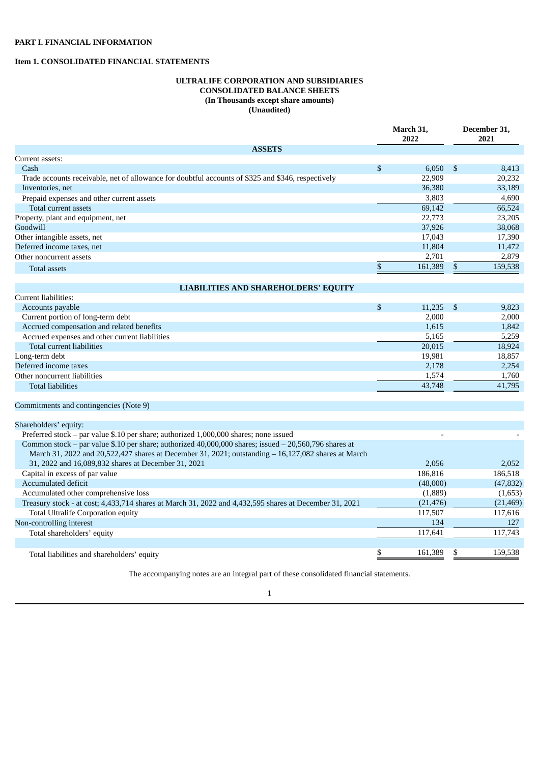**PART I. FINANCIAL INFORMATION**

**Item 1. CONSOLIDATED FINANCIAL STATEMENTS**

**ULTRALIFE CORPORATION AND SUBSIDIARIES**
**CONSOLIDATED BALANCE SHEETS**
**(In Thousands except share amounts)**
**(Unaudited)**

| | March 31, 2022 | December 31, 2021 |
|---|---|---|
| **ASSETS** | | |
| Current assets: | | |
| Cash | $ 6,050 | $ 8,413 |
| Trade accounts receivable, net of allowance for doubtful accounts of $325 and $346, respectively | 22,909 | 20,232 |
| Inventories, net | 36,380 | 33,189 |
| Prepaid expenses and other current assets | 3,803 | 4,690 |
| Total current assets | 69,142 | 66,524 |
| Property, plant and equipment, net | 22,773 | 23,205 |
| Goodwill | 37,926 | 38,068 |
| Other intangible assets, net | 17,043 | 17,390 |
| Deferred income taxes, net | 11,804 | 11,472 |
| Other noncurrent assets | 2,701 | 2,879 |
| Total assets | $ 161,389 | $ 159,538 |
| **LIABILITIES AND SHAREHOLDERS' EQUITY** | | |
| Current liabilities: | | |
| Accounts payable | $ 11,235 | $ 9,823 |
| Current portion of long-term debt | 2,000 | 2,000 |
| Accrued compensation and related benefits | 1,615 | 1,842 |
| Accrued expenses and other current liabilities | 5,165 | 5,259 |
| Total current liabilities | 20,015 | 18,924 |
| Long-term debt | 19,981 | 18,857 |
| Deferred income taxes | 2,178 | 2,254 |
| Other noncurrent liabilities | 1,574 | 1,760 |
| Total liabilities | 43,748 | 41,795 |
| Commitments and contingencies (Note 9) | | |
| Shareholders' equity: | | |
| Preferred stock – par value $.10 per share; authorized 1,000,000 shares; none issued | - | - |
| Common stock – par value $.10 per share; authorized 40,000,000 shares; issued – 20,560,796 shares at March 31, 2022 and 20,522,427 shares at December 31, 2021; outstanding – 16,127,082 shares at March 31, 2022 and 16,089,832 shares at December 31, 2021 | 2,056 | 2,052 |
| Capital in excess of par value | 186,816 | 186,518 |
| Accumulated deficit | (48,000) | (47,832) |
| Accumulated other comprehensive loss | (1,889) | (1,653) |
| Treasury stock - at cost; 4,433,714 shares at March 31, 2022 and 4,432,595 shares at December 31, 2021 | (21,476) | (21,469) |
| Total Ultralife Corporation equity | 117,507 | 117,616 |
| Non-controlling interest | 134 | 127 |
| Total shareholders' equity | 117,641 | 117,743 |
| Total liabilities and shareholders' equity | $ 161,389 | $ 159,538 |

The accompanying notes are an integral part of these consolidated financial statements.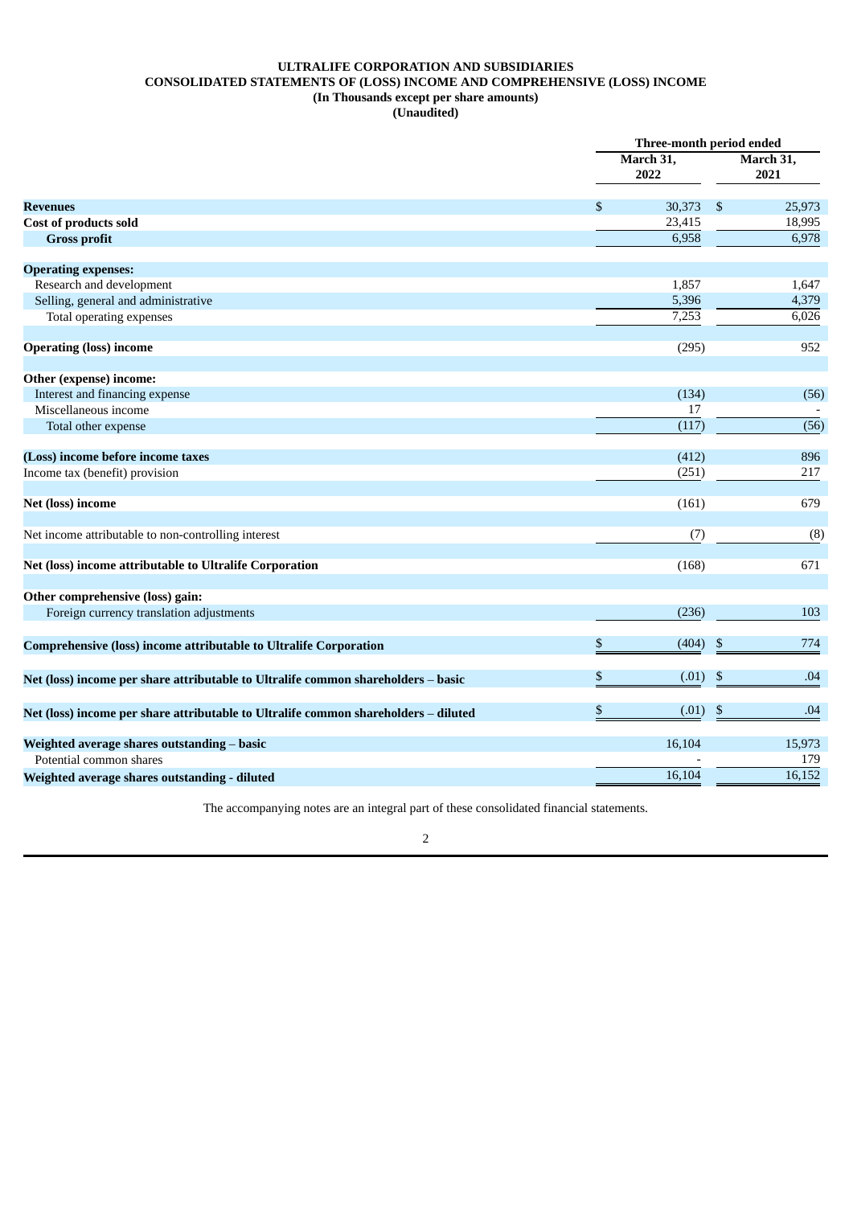# ULTRALIFE CORPORATION AND SUBSIDIARIES
## CONSOLIDATED STATEMENTS OF (LOSS) INCOME AND COMPREHENSIVE (LOSS) INCOME
**(In Thousands except per share amounts)**
**(Unaudited)**

| | Three-month period ended | |
|---|---|---|
| | March 31, 2022 | March 31, 2021 |
| **Revenues** | $ 30,373 | $ 25,973 |
| **Cost of products sold** | 23,415 | 18,995 |
| **Gross profit** | 6,958 | 6,978 |
| | | |
| **Operating expenses:** | | |
| Research and development | 1,857 | 1,647 |
| Selling, general and administrative | 5,396 | 4,379 |
| Total operating expenses | 7,253 | 6,026 |
| | | |
| **Operating (loss) income** | (295) | 952 |
| | | |
| **Other (expense) income:** | | |
| Interest and financing expense | (134) | (56) |
| Miscellaneous income | 17 | - |
| Total other expense | (117) | (56) |
| | | |
| **(Loss) income before income taxes** | (412) | 896 |
| Income tax (benefit) provision | (251) | 217 |
| | | |
| **Net (loss) income** | (161) | 679 |
| | | |
| Net income attributable to non-controlling interest | (7) | (8) |
| | | |
| **Net (loss) income attributable to Ultralife Corporation** | (168) | 671 |
| | | |
| **Other comprehensive (loss) gain:** | | |
| Foreign currency translation adjustments | (236) | 103 |
| | | |
| **Comprehensive (loss) income attributable to Ultralife Corporation** | $ (404) | $ 774 |
| | | |
| **Net (loss) income per share attributable to Ultralife common shareholders – basic** | $ (.01) | $ .04 |
| | | |
| **Net (loss) income per share attributable to Ultralife common shareholders – diluted** | $ (.01) | $ .04 |
| | | |
| **Weighted average shares outstanding – basic** | 16,104 | 15,973 |
| Potential common shares | - | 179 |
| **Weighted average shares outstanding - diluted** | 16,104 | 16,152 |

The accompanying notes are an integral part of these consolidated financial statements.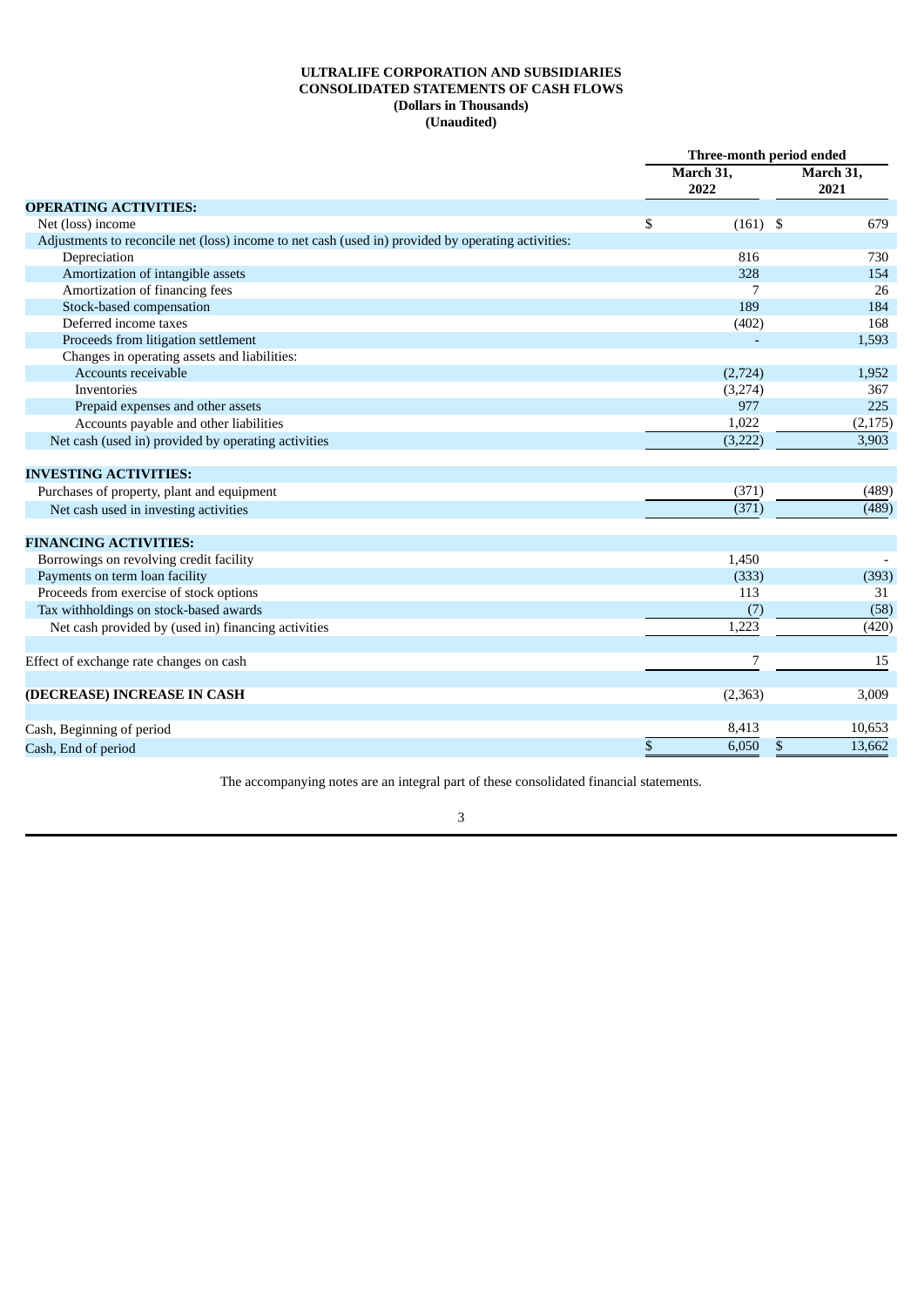**ULTRALIFE CORPORATION AND SUBSIDIARIES**
**CONSOLIDATED STATEMENTS OF CASH FLOWS**
**(Dollars in Thousands)**
**(Unaudited)**

| | Three-month period ended | |
|---|---|---|
| | **March 31, 2022** | **March 31, 2021** |
| **OPERATING ACTIVITIES:** | | |
| Net (loss) income | $ (161) | $ 679 |
| Adjustments to reconcile net (loss) income to net cash (used in) provided by operating activities: | | |
| Depreciation | 816 | 730 |
| Amortization of intangible assets | 328 | 154 |
| Amortization of financing fees | 7 | 26 |
| Stock-based compensation | 189 | 184 |
| Deferred income taxes | (402) | 168 |
| Proceeds from litigation settlement | - | 1,593 |
| Changes in operating assets and liabilities: | | |
| Accounts receivable | (2,724) | 1,952 |
| Inventories | (3,274) | 367 |
| Prepaid expenses and other assets | 977 | 225 |
| Accounts payable and other liabilities | 1,022 | (2,175) |
| Net cash (used in) provided by operating activities | (3,222) | 3,903 |
| **INVESTING ACTIVITIES:** | | |
| Purchases of property, plant and equipment | (371) | (489) |
| Net cash used in investing activities | (371) | (489) |
| **FINANCING ACTIVITIES:** | | |
| Borrowings on revolving credit facility | 1,450 | - |
| Payments on term loan facility | (333) | (393) |
| Proceeds from exercise of stock options | 113 | 31 |
| Tax withholdings on stock-based awards | (7) | (58) |
| Net cash provided by (used in) financing activities | 1,223 | (420) |
| Effect of exchange rate changes on cash | 7 | 15 |
| **(DECREASE) INCREASE IN CASH** | (2,363) | 3,009 |
| Cash, Beginning of period | 8,413 | 10,653 |
| Cash, End of period | $ 6,050 | $ 13,662 |

The accompanying notes are an integral part of these consolidated financial statements.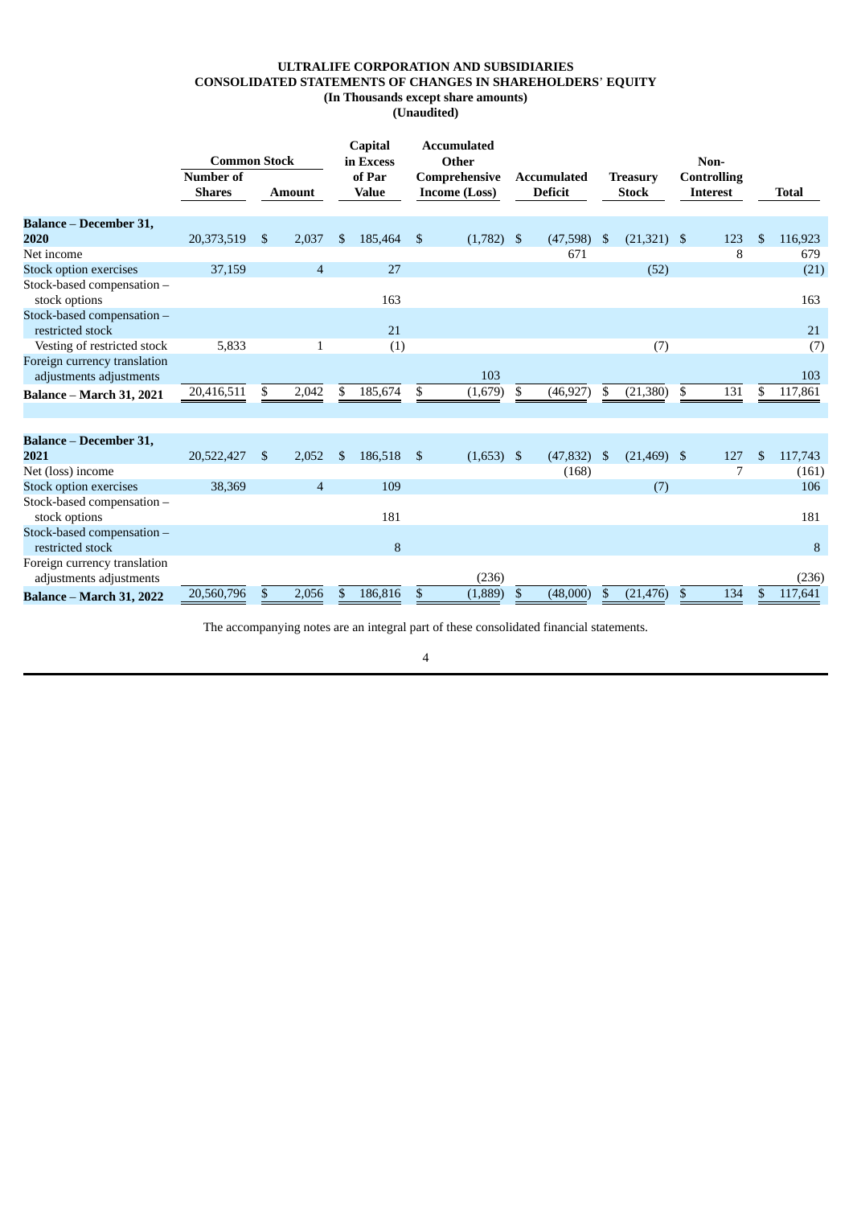**ULTRALIFE CORPORATION AND SUBSIDIARIES**
**CONSOLIDATED STATEMENTS OF CHANGES IN SHAREHOLDERS' EQUITY**
**(In Thousands except share amounts)**
**(Unaudited)**

| | Common Stock | | Capital in Excess of Par Value | Accumulated Other Comprehensive Income (Loss) | Accumulated Deficit | Treasury Stock | Non-Controlling Interest | Total |
|---|---|---|---|---|---|---|---|---|
| | Number of Shares | Amount | | | | | | |
| **Balance – December 31, 2020** | 20,373,519 | $ 2,037 | $ 185,464 | $ (1,782) | $ (47,598) | $ (21,321) | $ 123 | $ 116,923 |
| Net income | | | | | 671 | | 8 | 679 |
| Stock option exercises | 37,159 | 4 | 27 | | | (52) | | (21) |
| Stock-based compensation – stock options | | | 163 | | | | | 163 |
| Stock-based compensation – restricted stock | | | 21 | | | | | 21 |
| Vesting of restricted stock | 5,833 | 1 | (1) | | | (7) | | (7) |
| Foreign currency translation adjustments adjustments | | | | 103 | | | | 103 |
| **Balance – March 31, 2021** | 20,416,511 | $ 2,042 | $ 185,674 | $ (1,679) | $ (46,927) | $ (21,380) | $ 131 | $ 117,861 |
| | | | | | | | | |
| **Balance – December 31, 2021** | 20,522,427 | $ 2,052 | $ 186,518 | $ (1,653) | $ (47,832) | $ (21,469) | $ 127 | $ 117,743 |
| Net (loss) income | | | | | (168) | | 7 | (161) |
| Stock option exercises | 38,369 | 4 | 109 | | | (7) | | 106 |
| Stock-based compensation – stock options | | | 181 | | | | | 181 |
| Stock-based compensation – restricted stock | | | 8 | | | | | 8 |
| Foreign currency translation adjustments adjustments | | | | (236) | | | | (236) |
| **Balance – March 31, 2022** | 20,560,796 | $ 2,056 | $ 186,816 | $ (1,889) | $ (48,000) | $ (21,476) | $ 134 | $ 117,641 |

The accompanying notes are an integral part of these consolidated financial statements.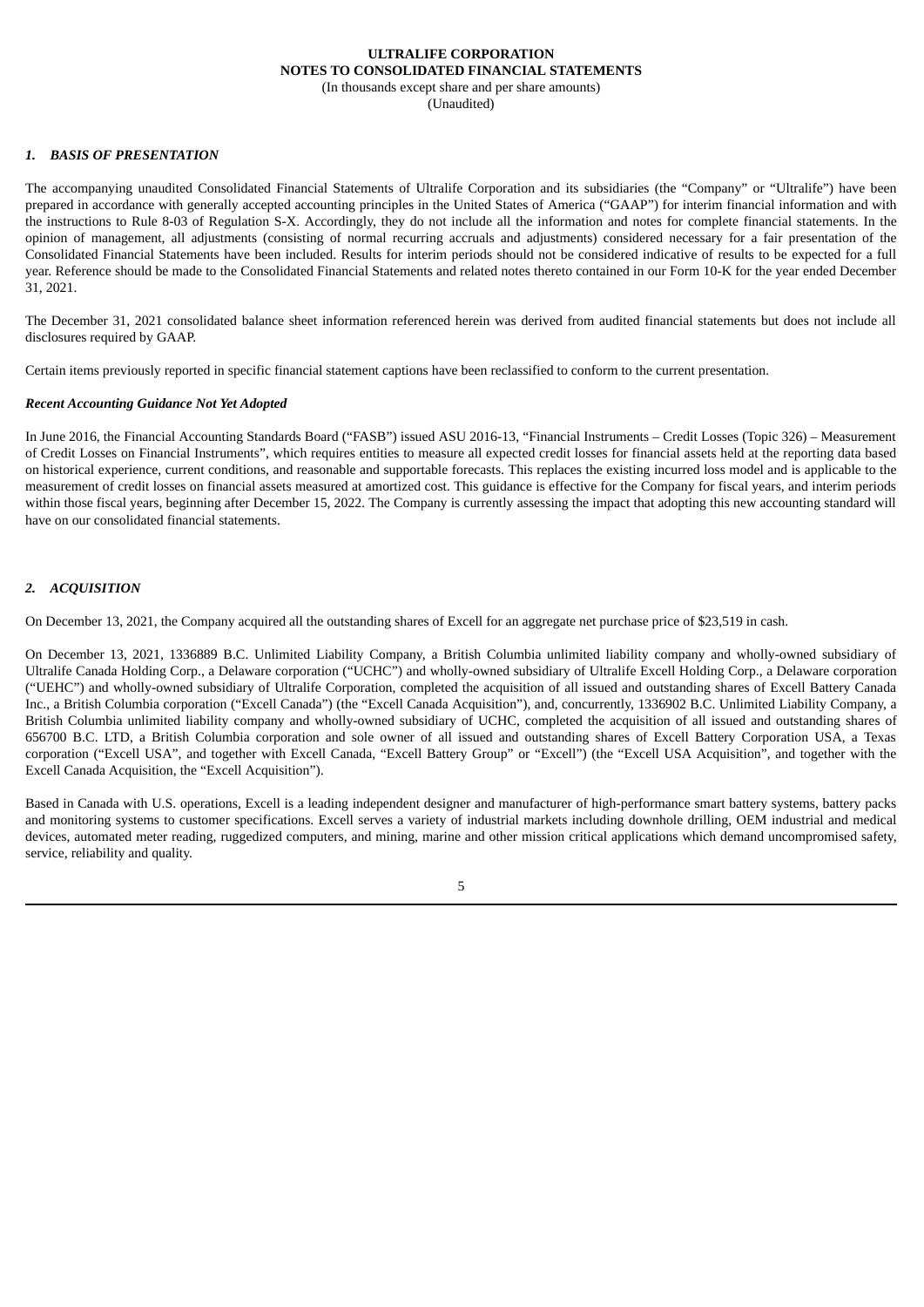**ULTRALIFE CORPORATION**
**NOTES TO CONSOLIDATED FINANCIAL STATEMENTS**
(In thousands except share and per share amounts)
(Unaudited)

### *1. BASIS OF PRESENTATION*

The accompanying unaudited Consolidated Financial Statements of Ultralife Corporation and its subsidiaries (the "Company" or "Ultralife") have been prepared in accordance with generally accepted accounting principles in the United States of America ("GAAP") for interim financial information and with the instructions to Rule 8-03 of Regulation S-X. Accordingly, they do not include all the information and notes for complete financial statements. In the opinion of management, all adjustments (consisting of normal recurring accruals and adjustments) considered necessary for a fair presentation of the Consolidated Financial Statements have been included. Results for interim periods should not be considered indicative of results to be expected for a full year. Reference should be made to the Consolidated Financial Statements and related notes thereto contained in our Form 10-K for the year ended December 31, 2021.

The December 31, 2021 consolidated balance sheet information referenced herein was derived from audited financial statements but does not include all disclosures required by GAAP.

Certain items previously reported in specific financial statement captions have been reclassified to conform to the current presentation.

***Recent Accounting Guidance Not Yet Adopted***

In June 2016, the Financial Accounting Standards Board ("FASB") issued ASU 2016-13, "Financial Instruments – Credit Losses (Topic 326) – Measurement of Credit Losses on Financial Instruments", which requires entities to measure all expected credit losses for financial assets held at the reporting data based on historical experience, current conditions, and reasonable and supportable forecasts. This replaces the existing incurred loss model and is applicable to the measurement of credit losses on financial assets measured at amortized cost. This guidance is effective for the Company for fiscal years, and interim periods within those fiscal years, beginning after December 15, 2022. The Company is currently assessing the impact that adopting this new accounting standard will have on our consolidated financial statements.

### *2. ACQUISITION*

On December 13, 2021, the Company acquired all the outstanding shares of Excell for an aggregate net purchase price of $23,519 in cash.

On December 13, 2021, 1336889 B.C. Unlimited Liability Company, a British Columbia unlimited liability company and wholly-owned subsidiary of Ultralife Canada Holding Corp., a Delaware corporation ("UCHC") and wholly-owned subsidiary of Ultralife Excell Holding Corp., a Delaware corporation ("UEHC") and wholly-owned subsidiary of Ultralife Corporation, completed the acquisition of all issued and outstanding shares of Excell Battery Canada Inc., a British Columbia corporation ("Excell Canada") (the "Excell Canada Acquisition"), and, concurrently, 1336902 B.C. Unlimited Liability Company, a British Columbia unlimited liability company and wholly-owned subsidiary of UCHC, completed the acquisition of all issued and outstanding shares of 656700 B.C. LTD, a British Columbia corporation and sole owner of all issued and outstanding shares of Excell Battery Corporation USA, a Texas corporation ("Excell USA", and together with Excell Canada, "Excell Battery Group" or "Excell") (the "Excell USA Acquisition", and together with the Excell Canada Acquisition, the "Excell Acquisition").

Based in Canada with U.S. operations, Excell is a leading independent designer and manufacturer of high-performance smart battery systems, battery packs and monitoring systems to customer specifications. Excell serves a variety of industrial markets including downhole drilling, OEM industrial and medical devices, automated meter reading, ruggedized computers, and mining, marine and other mission critical applications which demand uncompromised safety, service, reliability and quality.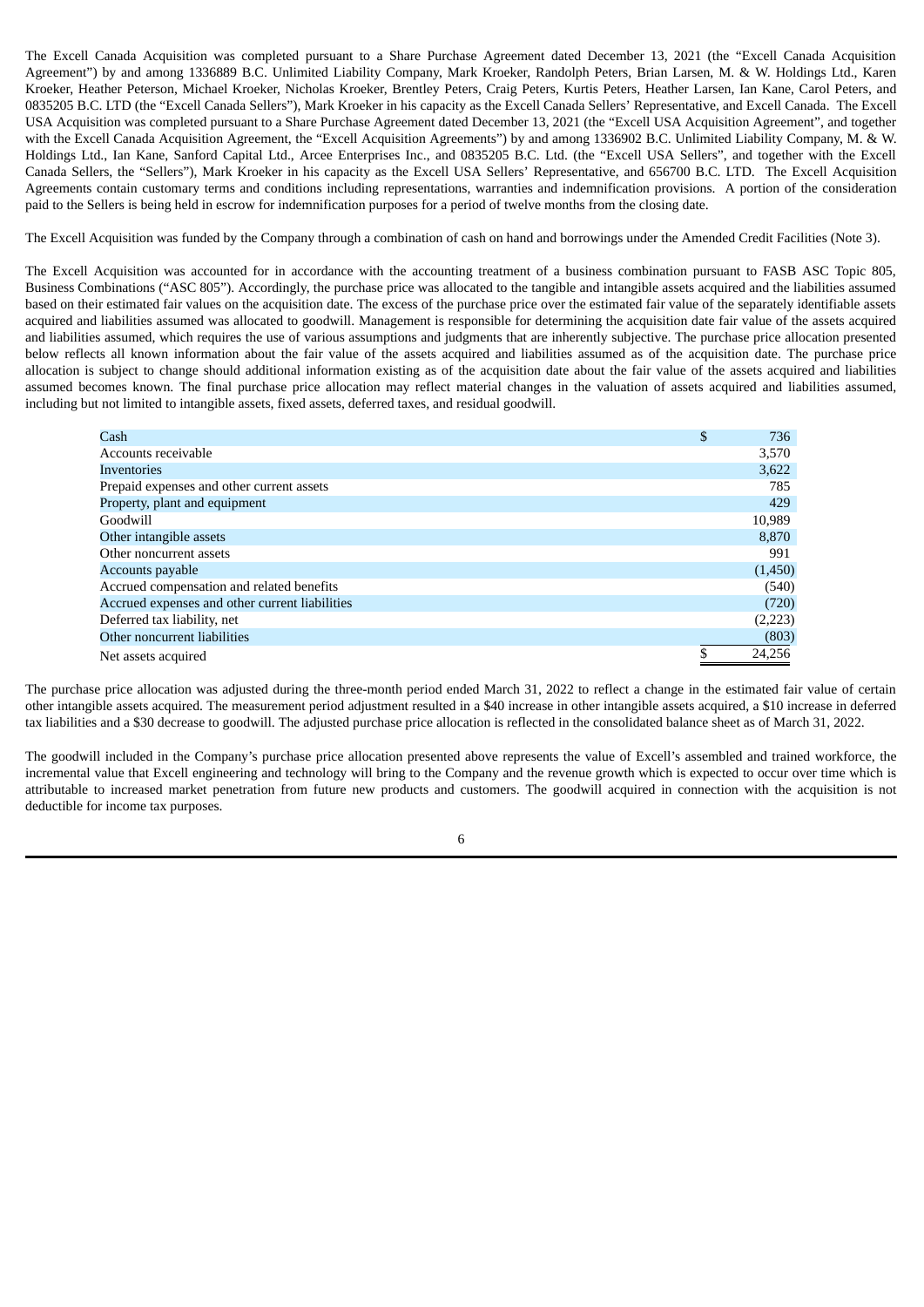The Excell Canada Acquisition was completed pursuant to a Share Purchase Agreement dated December 13, 2021 (the "Excell Canada Acquisition Agreement") by and among 1336889 B.C. Unlimited Liability Company, Mark Kroeker, Randolph Peters, Brian Larsen, M. & W. Holdings Ltd., Karen Kroeker, Heather Peterson, Michael Kroeker, Nicholas Kroeker, Brentley Peters, Craig Peters, Kurtis Peters, Heather Larsen, Ian Kane, Carol Peters, and 0835205 B.C. LTD (the "Excell Canada Sellers"), Mark Kroeker in his capacity as the Excell Canada Sellers' Representative, and Excell Canada. The Excell USA Acquisition was completed pursuant to a Share Purchase Agreement dated December 13, 2021 (the "Excell USA Acquisition Agreement", and together with the Excell Canada Acquisition Agreement, the "Excell Acquisition Agreements") by and among 1336902 B.C. Unlimited Liability Company, M. & W. Holdings Ltd., Ian Kane, Sanford Capital Ltd., Arcee Enterprises Inc., and 0835205 B.C. Ltd. (the "Excell USA Sellers", and together with the Excell Canada Sellers, the "Sellers"), Mark Kroeker in his capacity as the Excell USA Sellers' Representative, and 656700 B.C. LTD. The Excell Acquisition Agreements contain customary terms and conditions including representations, warranties and indemnification provisions. A portion of the consideration paid to the Sellers is being held in escrow for indemnification purposes for a period of twelve months from the closing date.

The Excell Acquisition was funded by the Company through a combination of cash on hand and borrowings under the Amended Credit Facilities (Note 3).

The Excell Acquisition was accounted for in accordance with the accounting treatment of a business combination pursuant to FASB ASC Topic 805, Business Combinations ("ASC 805"). Accordingly, the purchase price was allocated to the tangible and intangible assets acquired and the liabilities assumed based on their estimated fair values on the acquisition date. The excess of the purchase price over the estimated fair value of the separately identifiable assets acquired and liabilities assumed was allocated to goodwill. Management is responsible for determining the acquisition date fair value of the assets acquired and liabilities assumed, which requires the use of various assumptions and judgments that are inherently subjective. The purchase price allocation presented below reflects all known information about the fair value of the assets acquired and liabilities assumed as of the acquisition date. The purchase price allocation is subject to change should additional information existing as of the acquisition date about the fair value of the assets acquired and liabilities assumed becomes known. The final purchase price allocation may reflect material changes in the valuation of assets acquired and liabilities assumed, including but not limited to intangible assets, fixed assets, deferred taxes, and residual goodwill.

| | |
|---|---|
| Cash | $ 736 |
| Accounts receivable | 3,570 |
| Inventories | 3,622 |
| Prepaid expenses and other current assets | 785 |
| Property, plant and equipment | 429 |
| Goodwill | 10,989 |
| Other intangible assets | 8,870 |
| Other noncurrent assets | 991 |
| Accounts payable | (1,450) |
| Accrued compensation and related benefits | (540) |
| Accrued expenses and other current liabilities | (720) |
| Deferred tax liability, net | (2,223) |
| Other noncurrent liabilities | (803) |
| Net assets acquired | $ 24,256 |

The purchase price allocation was adjusted during the three-month period ended March 31, 2022 to reflect a change in the estimated fair value of certain other intangible assets acquired. The measurement period adjustment resulted in a $40 increase in other intangible assets acquired, a $10 increase in deferred tax liabilities and a $30 decrease to goodwill. The adjusted purchase price allocation is reflected in the consolidated balance sheet as of March 31, 2022.

The goodwill included in the Company's purchase price allocation presented above represents the value of Excell's assembled and trained workforce, the incremental value that Excell engineering and technology will bring to the Company and the revenue growth which is expected to occur over time which is attributable to increased market penetration from future new products and customers. The goodwill acquired in connection with the acquisition is not deductible for income tax purposes.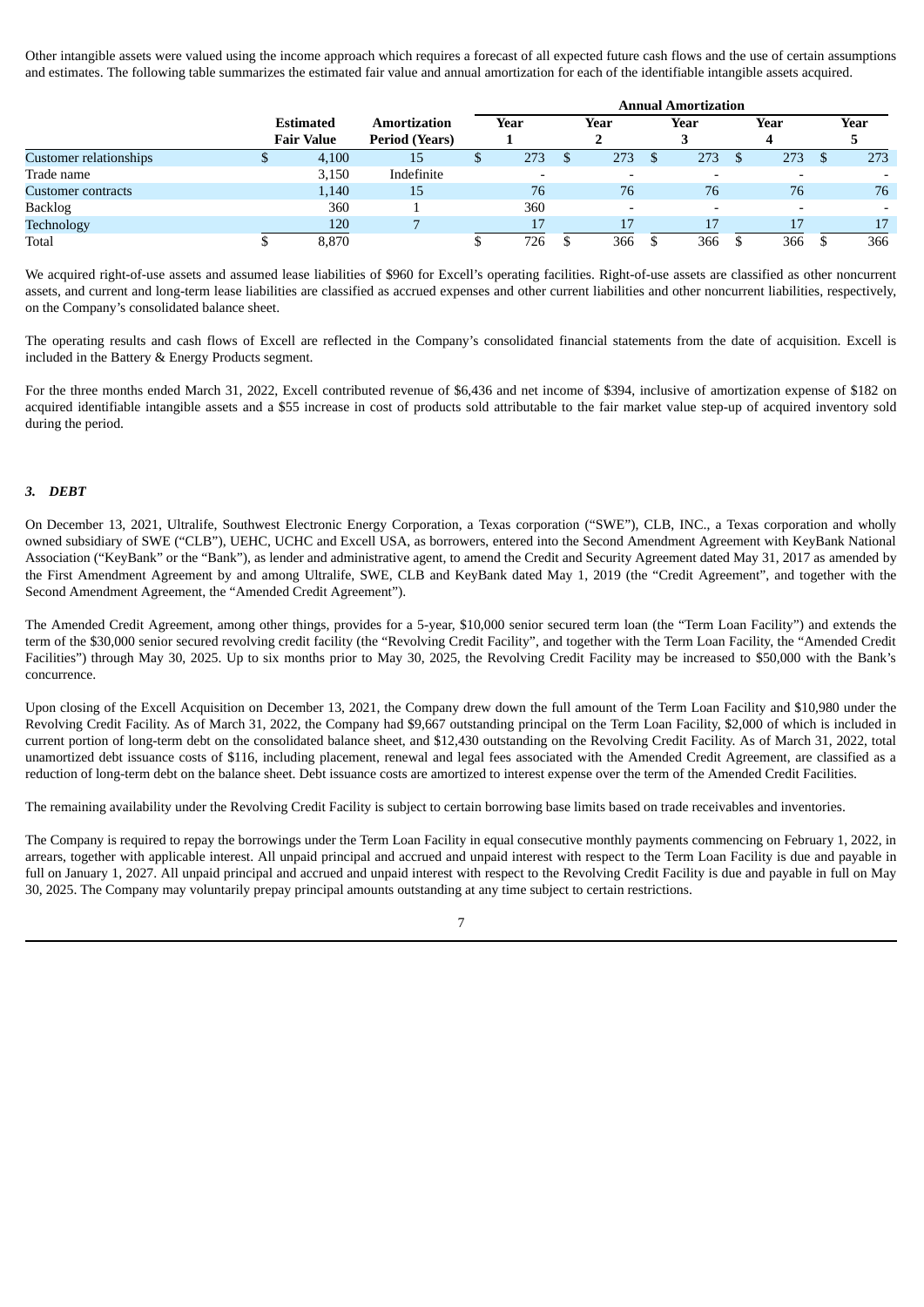Other intangible assets were valued using the income approach which requires a forecast of all expected future cash flows and the use of certain assumptions and estimates. The following table summarizes the estimated fair value and annual amortization for each of the identifiable intangible assets acquired.

| | Estimated Fair Value | Amortization Period (Years) | Annual Amortization Year 1 | Year 2 | Year 3 | Year 4 | Year 5 |
|---|---|---|---|---|---|---|---|
| Customer relationships | $ 4,100 | 15 | $ 273 | $ 273 | $ 273 | $ 273 | $ 273 |
| Trade name | 3,150 | Indefinite | - | - | - | - | - |
| Customer contracts | 1,140 | 15 | 76 | 76 | 76 | 76 | 76 |
| Backlog | 360 | 1 | 360 | - | - | - | - |
| Technology | 120 | 7 | 17 | 17 | 17 | 17 | 17 |
| Total | $ 8,870 | | $ 726 | $ 366 | $ 366 | $ 366 | $ 366 |

We acquired right-of-use assets and assumed lease liabilities of $960 for Excell's operating facilities. Right-of-use assets are classified as other noncurrent assets, and current and long-term lease liabilities are classified as accrued expenses and other current liabilities and other noncurrent liabilities, respectively, on the Company's consolidated balance sheet.

The operating results and cash flows of Excell are reflected in the Company's consolidated financial statements from the date of acquisition. Excell is included in the Battery & Energy Products segment.

For the three months ended March 31, 2022, Excell contributed revenue of $6,436 and net income of $394, inclusive of amortization expense of $182 on acquired identifiable intangible assets and a $55 increase in cost of products sold attributable to the fair market value step-up of acquired inventory sold during the period.

### *3. DEBT*

On December 13, 2021, Ultralife, Southwest Electronic Energy Corporation, a Texas corporation ("SWE"), CLB, INC., a Texas corporation and wholly owned subsidiary of SWE ("CLB"), UEHC, UCHC and Excell USA, as borrowers, entered into the Second Amendment Agreement with KeyBank National Association ("KeyBank" or the "Bank"), as lender and administrative agent, to amend the Credit and Security Agreement dated May 31, 2017 as amended by the First Amendment Agreement by and among Ultralife, SWE, CLB and KeyBank dated May 1, 2019 (the "Credit Agreement", and together with the Second Amendment Agreement, the "Amended Credit Agreement").

The Amended Credit Agreement, among other things, provides for a 5-year, $10,000 senior secured term loan (the "Term Loan Facility") and extends the term of the $30,000 senior secured revolving credit facility (the "Revolving Credit Facility", and together with the Term Loan Facility, the "Amended Credit Facilities") through May 30, 2025. Up to six months prior to May 30, 2025, the Revolving Credit Facility may be increased to $50,000 with the Bank's concurrence.

Upon closing of the Excell Acquisition on December 13, 2021, the Company drew down the full amount of the Term Loan Facility and $10,980 under the Revolving Credit Facility. As of March 31, 2022, the Company had $9,667 outstanding principal on the Term Loan Facility, $2,000 of which is included in current portion of long-term debt on the consolidated balance sheet, and $12,430 outstanding on the Revolving Credit Facility. As of March 31, 2022, total unamortized debt issuance costs of $116, including placement, renewal and legal fees associated with the Amended Credit Agreement, are classified as a reduction of long-term debt on the balance sheet. Debt issuance costs are amortized to interest expense over the term of the Amended Credit Facilities.

The remaining availability under the Revolving Credit Facility is subject to certain borrowing base limits based on trade receivables and inventories.

The Company is required to repay the borrowings under the Term Loan Facility in equal consecutive monthly payments commencing on February 1, 2022, in arrears, together with applicable interest. All unpaid principal and accrued and unpaid interest with respect to the Term Loan Facility is due and payable in full on January 1, 2027. All unpaid principal and accrued and unpaid interest with respect to the Revolving Credit Facility is due and payable in full on May 30, 2025. The Company may voluntarily prepay principal amounts outstanding at any time subject to certain restrictions.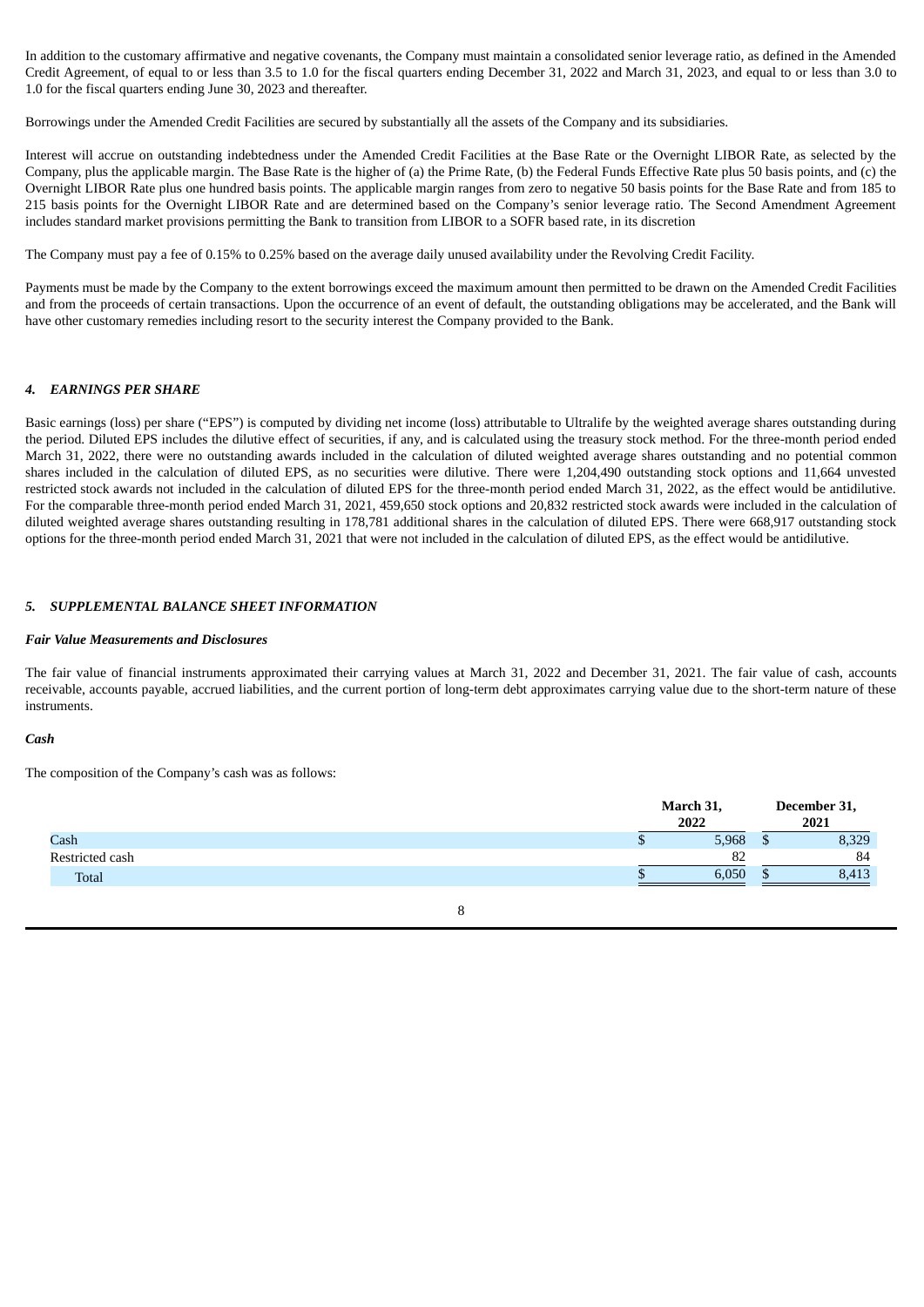In addition to the customary affirmative and negative covenants, the Company must maintain a consolidated senior leverage ratio, as defined in the Amended Credit Agreement, of equal to or less than 3.5 to 1.0 for the fiscal quarters ending December 31, 2022 and March 31, 2023, and equal to or less than 3.0 to 1.0 for the fiscal quarters ending June 30, 2023 and thereafter.

Borrowings under the Amended Credit Facilities are secured by substantially all the assets of the Company and its subsidiaries.

Interest will accrue on outstanding indebtedness under the Amended Credit Facilities at the Base Rate or the Overnight LIBOR Rate, as selected by the Company, plus the applicable margin. The Base Rate is the higher of (a) the Prime Rate, (b) the Federal Funds Effective Rate plus 50 basis points, and (c) the Overnight LIBOR Rate plus one hundred basis points. The applicable margin ranges from zero to negative 50 basis points for the Base Rate and from 185 to 215 basis points for the Overnight LIBOR Rate and are determined based on the Company's senior leverage ratio. The Second Amendment Agreement includes standard market provisions permitting the Bank to transition from LIBOR to a SOFR based rate, in its discretion

The Company must pay a fee of 0.15% to 0.25% based on the average daily unused availability under the Revolving Credit Facility.

Payments must be made by the Company to the extent borrowings exceed the maximum amount then permitted to be drawn on the Amended Credit Facilities and from the proceeds of certain transactions. Upon the occurrence of an event of default, the outstanding obligations may be accelerated, and the Bank will have other customary remedies including resort to the security interest the Company provided to the Bank.

## *4. EARNINGS PER SHARE*

Basic earnings (loss) per share ("EPS") is computed by dividing net income (loss) attributable to Ultralife by the weighted average shares outstanding during the period. Diluted EPS includes the dilutive effect of securities, if any, and is calculated using the treasury stock method. For the three-month period ended March 31, 2022, there were no outstanding awards included in the calculation of diluted weighted average shares outstanding and no potential common shares included in the calculation of diluted EPS, as no securities were dilutive. There were 1,204,490 outstanding stock options and 11,664 unvested restricted stock awards not included in the calculation of diluted EPS for the three-month period ended March 31, 2022, as the effect would be antidilutive. For the comparable three-month period ended March 31, 2021, 459,650 stock options and 20,832 restricted stock awards were included in the calculation of diluted weighted average shares outstanding resulting in 178,781 additional shares in the calculation of diluted EPS. There were 668,917 outstanding stock options for the three-month period ended March 31, 2021 that were not included in the calculation of diluted EPS, as the effect would be antidilutive.

## *5. SUPPLEMENTAL BALANCE SHEET INFORMATION*

### *Fair Value Measurements and Disclosures*

The fair value of financial instruments approximated their carrying values at March 31, 2022 and December 31, 2021. The fair value of cash, accounts receivable, accounts payable, accrued liabilities, and the current portion of long-term debt approximates carrying value due to the short-term nature of these instruments.

### *Cash*

The composition of the Company's cash was as follows:

| | March 31, 2022 | December 31, 2021 |
|---|---|---|
| Cash | $ 5,968 | $ 8,329 |
| Restricted cash | 82 | 84 |
| Total | $ 6,050 | $ 8,413 |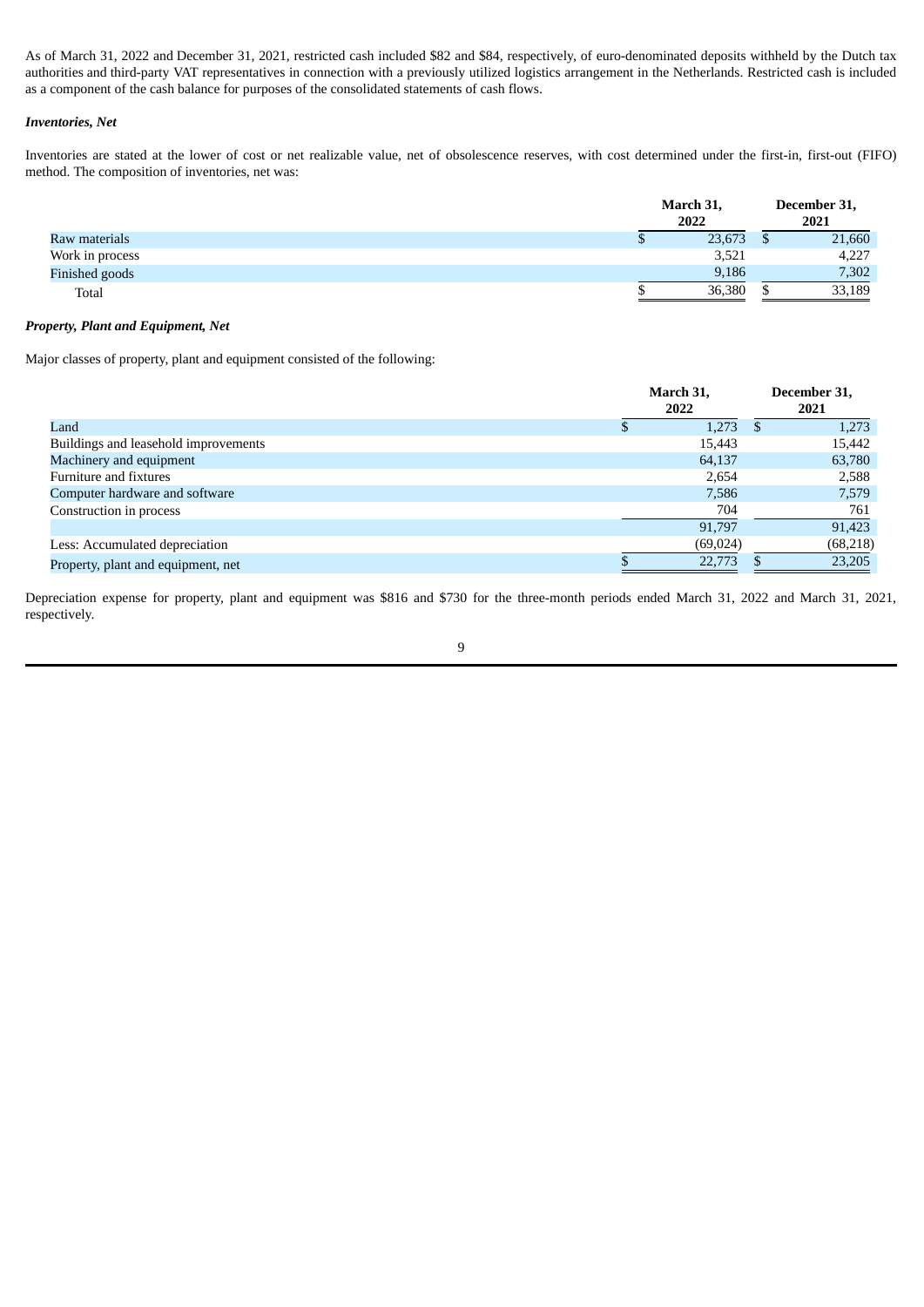As of March 31, 2022 and December 31, 2021, restricted cash included $82 and $84, respectively, of euro-denominated deposits withheld by the Dutch tax authorities and third-party VAT representatives in connection with a previously utilized logistics arrangement in the Netherlands. Restricted cash is included as a component of the cash balance for purposes of the consolidated statements of cash flows.

***Inventories, Net***

Inventories are stated at the lower of cost or net realizable value, net of obsolescence reserves, with cost determined under the first-in, first-out (FIFO) method. The composition of inventories, net was:

| | March 31, 2022 | December 31, 2021 |
|---|---|---|
| Raw materials | $ 23,673 | $ 21,660 |
| Work in process | 3,521 | 4,227 |
| Finished goods | 9,186 | 7,302 |
| Total | $ 36,380 | $ 33,189 |

***Property, Plant and Equipment, Net***

Major classes of property, plant and equipment consisted of the following:

| | March 31, 2022 | December 31, 2021 |
|---|---|---|
| Land | $ 1,273 | $ 1,273 |
| Buildings and leasehold improvements | 15,443 | 15,442 |
| Machinery and equipment | 64,137 | 63,780 |
| Furniture and fixtures | 2,654 | 2,588 |
| Computer hardware and software | 7,586 | 7,579 |
| Construction in process | 704 | 761 |
| | 91,797 | 91,423 |
| Less: Accumulated depreciation | (69,024) | (68,218) |
| Property, plant and equipment, net | $ 22,773 | $ 23,205 |

Depreciation expense for property, plant and equipment was $816 and $730 for the three-month periods ended March 31, 2022 and March 31, 2021, respectively.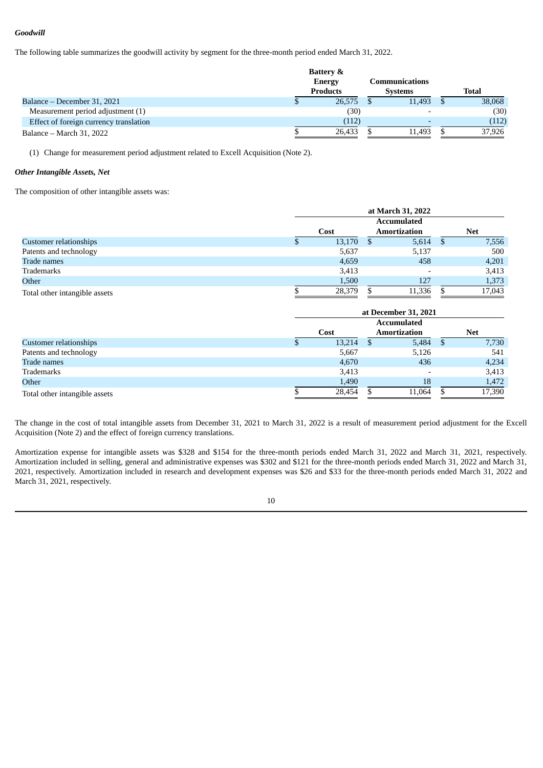***Goodwill***

The following table summarizes the goodwill activity by segment for the three-month period ended March 31, 2022.

| | Battery & Energy Products | Communications Systems | Total |
|---|---|---|---|
| Balance – December 31, 2021 | $ 26,575 | $ 11,493 | $ 38,068 |
| Measurement period adjustment (1) | (30) | - | (30) |
| Effect of foreign currency translation | (112) | - | (112) |
| Balance – March 31, 2022 | $ 26,433 | $ 11,493 | $ 37,926 |

(1) Change for measurement period adjustment related to Excell Acquisition (Note 2).

***Other Intangible Assets, Net***

The composition of other intangible assets was:

| | at March 31, 2022 | | |
|---|---|---|---|
| | Cost | Accumulated Amortization | Net |
| Customer relationships | $ 13,170 | $ 5,614 | $ 7,556 |
| Patents and technology | 5,637 | 5,137 | 500 |
| Trade names | 4,659 | 458 | 4,201 |
| Trademarks | 3,413 | - | 3,413 |
| Other | 1,500 | 127 | 1,373 |
| Total other intangible assets | $ 28,379 | $ 11,336 | $ 17,043 |

| | at December 31, 2021 | | |
|---|---|---|---|
| | Cost | Accumulated Amortization | Net |
| Customer relationships | $ 13,214 | $ 5,484 | $ 7,730 |
| Patents and technology | 5,667 | 5,126 | 541 |
| Trade names | 4,670 | 436 | 4,234 |
| Trademarks | 3,413 | - | 3,413 |
| Other | 1,490 | 18 | 1,472 |
| Total other intangible assets | $ 28,454 | $ 11,064 | $ 17,390 |

The change in the cost of total intangible assets from December 31, 2021 to March 31, 2022 is a result of measurement period adjustment for the Excell Acquisition (Note 2) and the effect of foreign currency translations.

Amortization expense for intangible assets was $328 and $154 for the three-month periods ended March 31, 2022 and March 31, 2021, respectively. Amortization included in selling, general and administrative expenses was $302 and $121 for the three-month periods ended March 31, 2022 and March 31, 2021, respectively. Amortization included in research and development expenses was $26 and $33 for the three-month periods ended March 31, 2022 and March 31, 2021, respectively.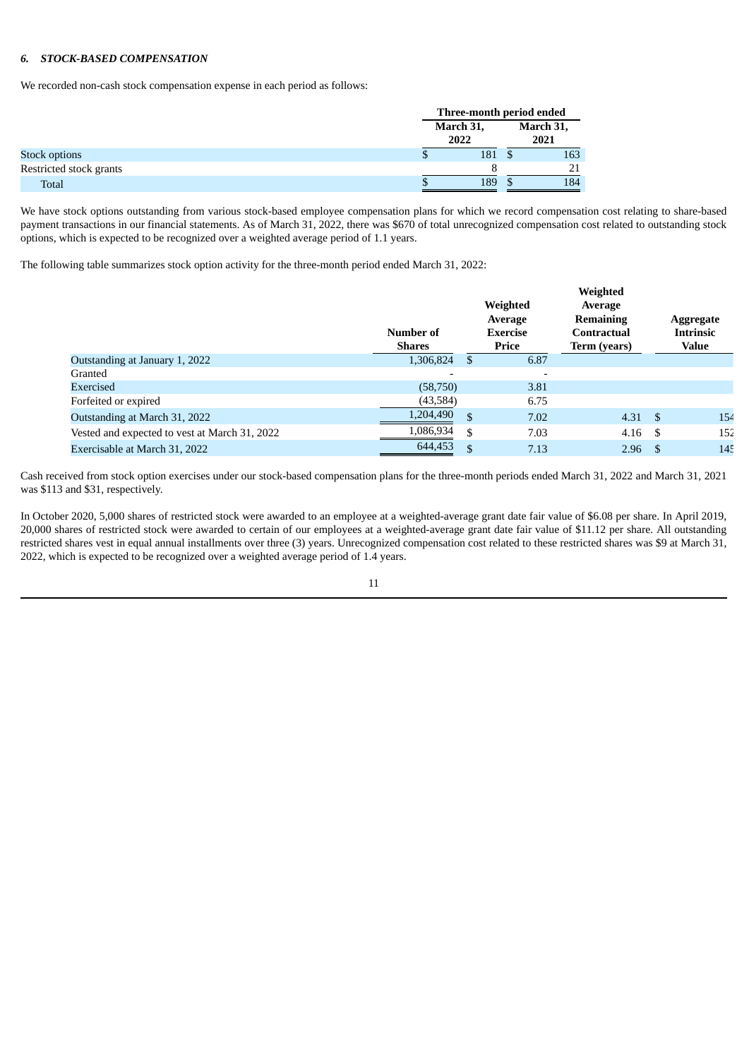### 6. *STOCK-BASED COMPENSATION*

We recorded non-cash stock compensation expense in each period as follows:

| | Three-month period ended | |
|---|---|---|
| | March 31, 2022 | March 31, 2021 |
| Stock options | $ 181 | $ 163 |
| Restricted stock grants | 8 | 21 |
| Total | $ 189 | $ 184 |

We have stock options outstanding from various stock-based employee compensation plans for which we record compensation cost relating to share-based payment transactions in our financial statements. As of March 31, 2022, there was $670 of total unrecognized compensation cost related to outstanding stock options, which is expected to be recognized over a weighted average period of 1.1 years.

The following table summarizes stock option activity for the three-month period ended March 31, 2022:

| | Number of Shares | Weighted Average Exercise Price | Weighted Average Remaining Contractual Term (years) | Aggregate Intrinsic Value |
|---|---|---|---|---|
| Outstanding at January 1, 2022 | 1,306,824 | $ 6.87 | | |
| Granted | - | - | | |
| Exercised | (58,750) | 3.81 | | |
| Forfeited or expired | (43,584) | 6.75 | | |
| Outstanding at March 31, 2022 | 1,204,490 | $ 7.02 | 4.31 | $ 154 |
| Vested and expected to vest at March 31, 2022 | 1,086,934 | $ 7.03 | 4.16 | $ 152 |
| Exercisable at March 31, 2022 | 644,453 | $ 7.13 | 2.96 | $ 145 |

Cash received from stock option exercises under our stock-based compensation plans for the three-month periods ended March 31, 2022 and March 31, 2021 was $113 and $31, respectively.

In October 2020, 5,000 shares of restricted stock were awarded to an employee at a weighted-average grant date fair value of $6.08 per share. In April 2019, 20,000 shares of restricted stock were awarded to certain of our employees at a weighted-average grant date fair value of $11.12 per share. All outstanding restricted shares vest in equal annual installments over three (3) years. Unrecognized compensation cost related to these restricted shares was $9 at March 31, 2022, which is expected to be recognized over a weighted average period of 1.4 years.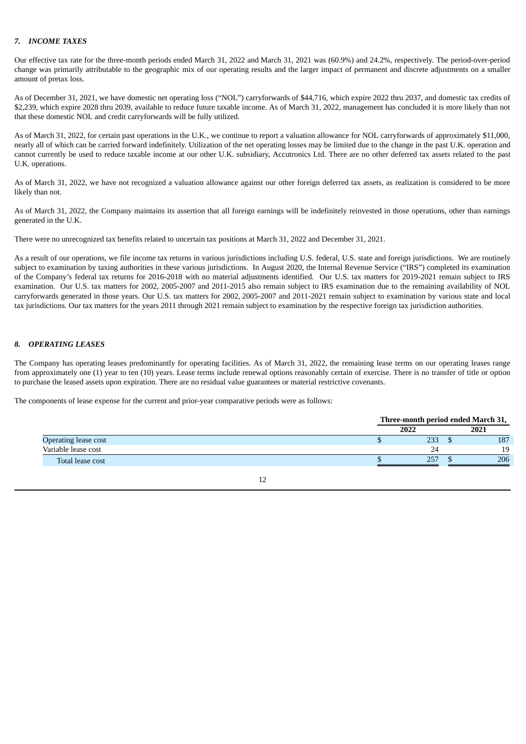## 7. *INCOME TAXES*

Our effective tax rate for the three-month periods ended March 31, 2022 and March 31, 2021 was (60.9%) and 24.2%, respectively. The period-over-period change was primarily attributable to the geographic mix of our operating results and the larger impact of permanent and discrete adjustments on a smaller amount of pretax loss.

As of December 31, 2021, we have domestic net operating loss ("NOL") carryforwards of $44,716, which expire 2022 thru 2037, and domestic tax credits of $2,239, which expire 2028 thru 2039, available to reduce future taxable income. As of March 31, 2022, management has concluded it is more likely than not that these domestic NOL and credit carryforwards will be fully utilized.

As of March 31, 2022, for certain past operations in the U.K., we continue to report a valuation allowance for NOL carryforwards of approximately $11,000, nearly all of which can be carried forward indefinitely. Utilization of the net operating losses may be limited due to the change in the past U.K. operation and cannot currently be used to reduce taxable income at our other U.K. subsidiary, Accutronics Ltd. There are no other deferred tax assets related to the past U.K. operations.

As of March 31, 2022, we have not recognized a valuation allowance against our other foreign deferred tax assets, as realization is considered to be more likely than not.

As of March 31, 2022, the Company maintains its assertion that all foreign earnings will be indefinitely reinvested in those operations, other than earnings generated in the U.K.

There were no unrecognized tax benefits related to uncertain tax positions at March 31, 2022 and December 31, 2021.

As a result of our operations, we file income tax returns in various jurisdictions including U.S. federal, U.S. state and foreign jurisdictions. We are routinely subject to examination by taxing authorities in these various jurisdictions. In August 2020, the Internal Revenue Service ("IRS") completed its examination of the Company's federal tax returns for 2016-2018 with no material adjustments identified. Our U.S. tax matters for 2019-2021 remain subject to IRS examination. Our U.S. tax matters for 2002, 2005-2007 and 2011-2015 also remain subject to IRS examination due to the remaining availability of NOL carryforwards generated in those years. Our U.S. tax matters for 2002, 2005-2007 and 2011-2021 remain subject to examination by various state and local tax jurisdictions. Our tax matters for the years 2011 through 2021 remain subject to examination by the respective foreign tax jurisdiction authorities.

## 8. *OPERATING LEASES*

The Company has operating leases predominantly for operating facilities. As of March 31, 2022, the remaining lease terms on our operating leases range from approximately one (1) year to ten (10) years. Lease terms include renewal options reasonably certain of exercise. There is no transfer of title or option to purchase the leased assets upon expiration. There are no residual value guarantees or material restrictive covenants.

The components of lease expense for the current and prior-year comparative periods were as follows:

| | Three-month period ended March 31, | |
|---|---|---|
| | 2022 | 2021 |
| Operating lease cost | $ 233 | $ 187 |
| Variable lease cost | 24 | 19 |
| Total lease cost | $ 257 | $ 206 |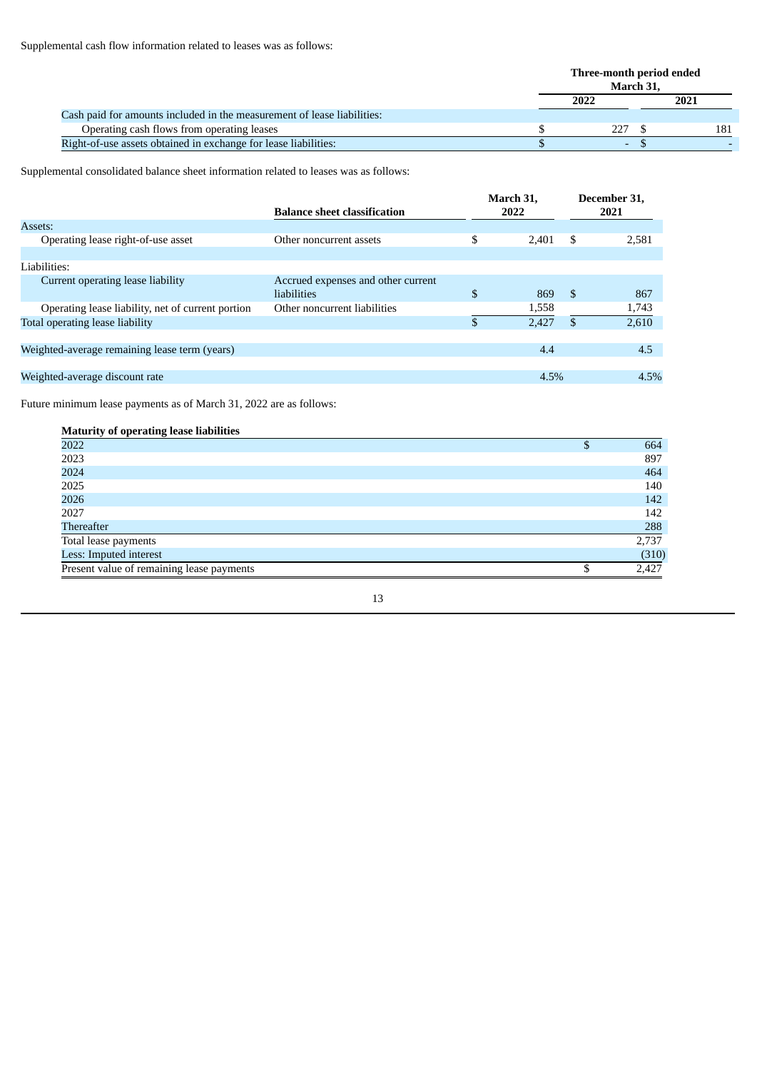Supplemental cash flow information related to leases was as follows:

| | Three-month period ended March 31, | |
|---|---|---|
| | 2022 | 2021 |
| Cash paid for amounts included in the measurement of lease liabilities: | | |
| Operating cash flows from operating leases | $ 227 | $ 181 |
| Right-of-use assets obtained in exchange for lease liabilities: | $ - | $ - |

Supplemental consolidated balance sheet information related to leases was as follows:

| | Balance sheet classification | March 31, 2022 | December 31, 2021 |
|---|---|---|---|
| Assets: | | | |
| Operating lease right-of-use asset | Other noncurrent assets | $ 2,401 | $ 2,581 |
| | | | |
| Liabilities: | | | |
| Current operating lease liability | Accrued expenses and other current liabilities | $ 869 | $ 867 |
| Operating lease liability, net of current portion | Other noncurrent liabilities | 1,558 | 1,743 |
| Total operating lease liability | | $ 2,427 | $ 2,610 |
| | | | |
| Weighted-average remaining lease term (years) | | 4.4 | 4.5 |
| | | | |
| Weighted-average discount rate | | 4.5% | 4.5% |

Future minimum lease payments as of March 31, 2022 are as follows:

| Maturity of operating lease liabilities | |
|---|---|
| 2022 | $ 664 |
| 2023 | 897 |
| 2024 | 464 |
| 2025 | 140 |
| 2026 | 142 |
| 2027 | 142 |
| Thereafter | 288 |
| Total lease payments | 2,737 |
| Less: Imputed interest | (310) |
| Present value of remaining lease payments | $ 2,427 |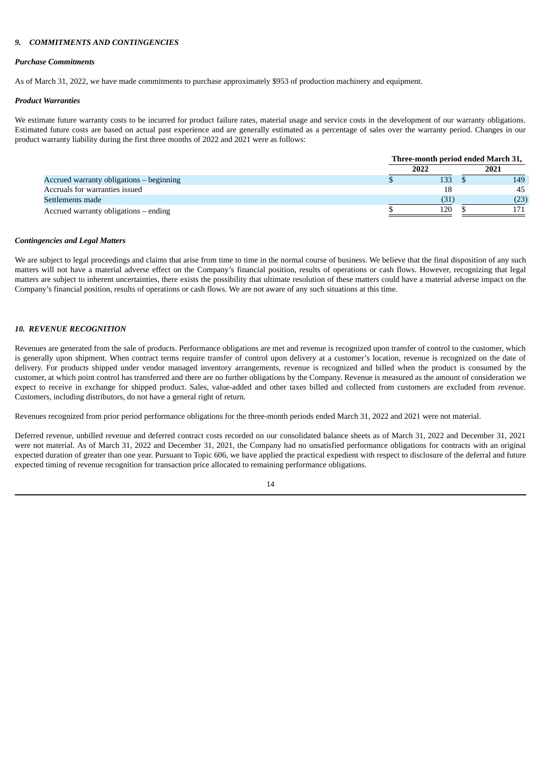### *9. COMMITMENTS AND CONTINGENCIES*

***Purchase Commitments***

As of March 31, 2022, we have made commitments to purchase approximately $953 of production machinery and equipment.

***Product Warranties***

We estimate future warranty costs to be incurred for product failure rates, material usage and service costs in the development of our warranty obligations. Estimated future costs are based on actual past experience and are generally estimated as a percentage of sales over the warranty period. Changes in our product warranty liability during the first three months of 2022 and 2021 were as follows:

| | Three-month period ended March 31, | |
|---|---|---|
| | 2022 | 2021 |
| Accrued warranty obligations – beginning | $ 133 | $ 149 |
| Accruals for warranties issued | 18 | 45 |
| Settlements made | (31) | (23) |
| Accrued warranty obligations – ending | $ 120 | $ 171 |

***Contingencies and Legal Matters***

We are subject to legal proceedings and claims that arise from time to time in the normal course of business. We believe that the final disposition of any such matters will not have a material adverse effect on the Company's financial position, results of operations or cash flows. However, recognizing that legal matters are subject to inherent uncertainties, there exists the possibility that ultimate resolution of these matters could have a material adverse impact on the Company's financial position, results of operations or cash flows. We are not aware of any such situations at this time.

### *10. REVENUE RECOGNITION*

Revenues are generated from the sale of products. Performance obligations are met and revenue is recognized upon transfer of control to the customer, which is generally upon shipment. When contract terms require transfer of control upon delivery at a customer's location, revenue is recognized on the date of delivery. For products shipped under vendor managed inventory arrangements, revenue is recognized and billed when the product is consumed by the customer, at which point control has transferred and there are no further obligations by the Company. Revenue is measured as the amount of consideration we expect to receive in exchange for shipped product. Sales, value-added and other taxes billed and collected from customers are excluded from revenue. Customers, including distributors, do not have a general right of return.

Revenues recognized from prior period performance obligations for the three-month periods ended March 31, 2022 and 2021 were not material.

Deferred revenue, unbilled revenue and deferred contract costs recorded on our consolidated balance sheets as of March 31, 2022 and December 31, 2021 were not material. As of March 31, 2022 and December 31, 2021, the Company had no unsatisfied performance obligations for contracts with an original expected duration of greater than one year. Pursuant to Topic 606, we have applied the practical expedient with respect to disclosure of the deferral and future expected timing of revenue recognition for transaction price allocated to remaining performance obligations.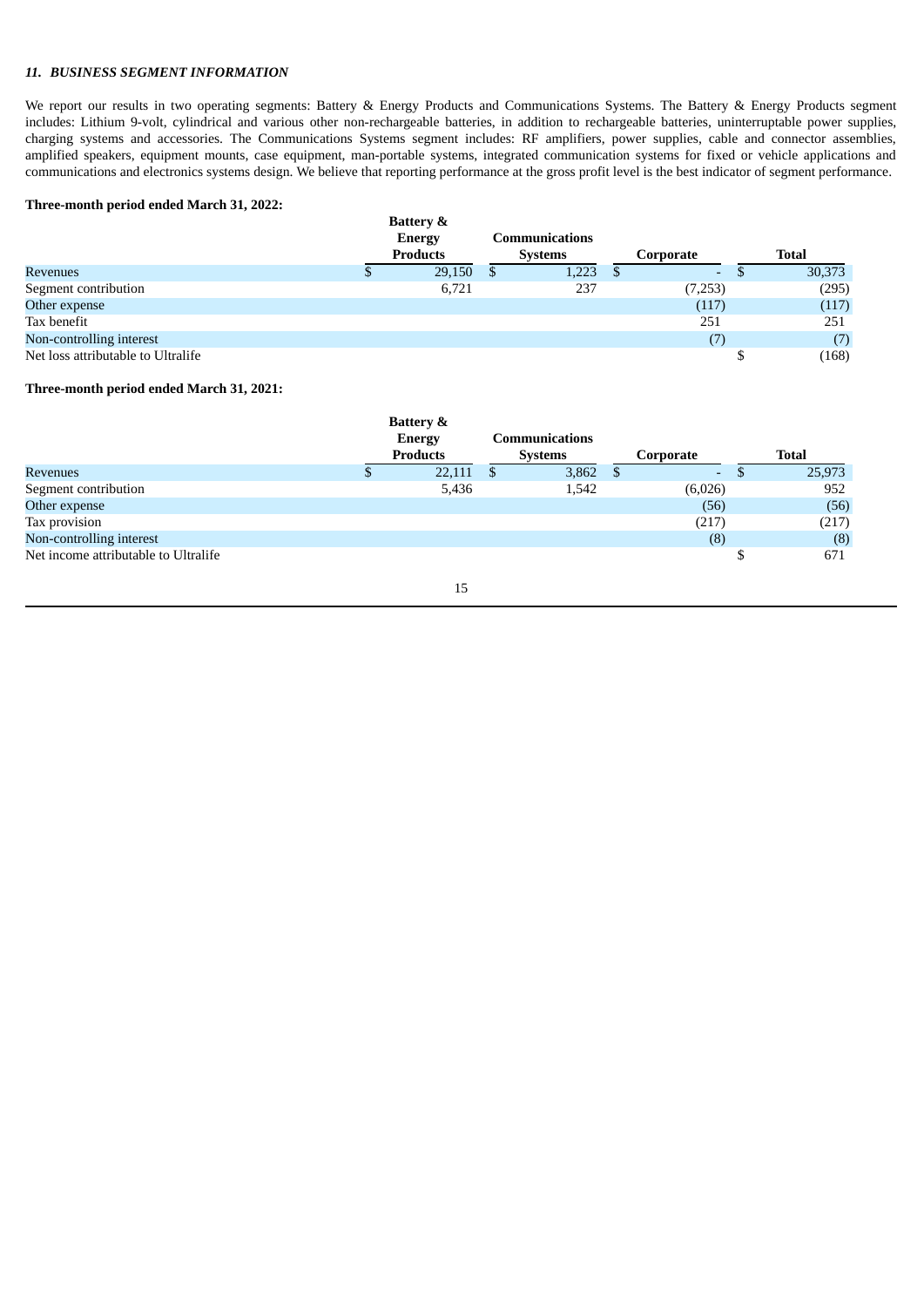### *11. BUSINESS SEGMENT INFORMATION*

We report our results in two operating segments: Battery & Energy Products and Communications Systems. The Battery & Energy Products segment includes: Lithium 9-volt, cylindrical and various other non-rechargeable batteries, in addition to rechargeable batteries, uninterruptable power supplies, charging systems and accessories. The Communications Systems segment includes: RF amplifiers, power supplies, cable and connector assemblies, amplified speakers, equipment mounts, case equipment, man-portable systems, integrated communication systems for fixed or vehicle applications and communications and electronics systems design. We believe that reporting performance at the gross profit level is the best indicator of segment performance.

**Three-month period ended March 31, 2022:**

| | Battery & Energy Products | Communications Systems | Corporate | Total |
|---|---|---|---|---|
| Revenues | $ 29,150 | $ 1,223 | $ - | $ 30,373 |
| Segment contribution | 6,721 | 237 | (7,253) | (295) |
| Other expense | | | (117) | (117) |
| Tax benefit | | | 251 | 251 |
| Non-controlling interest | | | (7) | (7) |
| Net loss attributable to Ultralife | | | | $ (168) |

**Three-month period ended March 31, 2021:**

| | Battery & Energy Products | Communications Systems | Corporate | Total |
|---|---|---|---|---|
| Revenues | $ 22,111 | $ 3,862 | $ - | $ 25,973 |
| Segment contribution | 5,436 | 1,542 | (6,026) | 952 |
| Other expense | | | (56) | (56) |
| Tax provision | | | (217) | (217) |
| Non-controlling interest | | | (8) | (8) |
| Net income attributable to Ultralife | | | | $ 671 |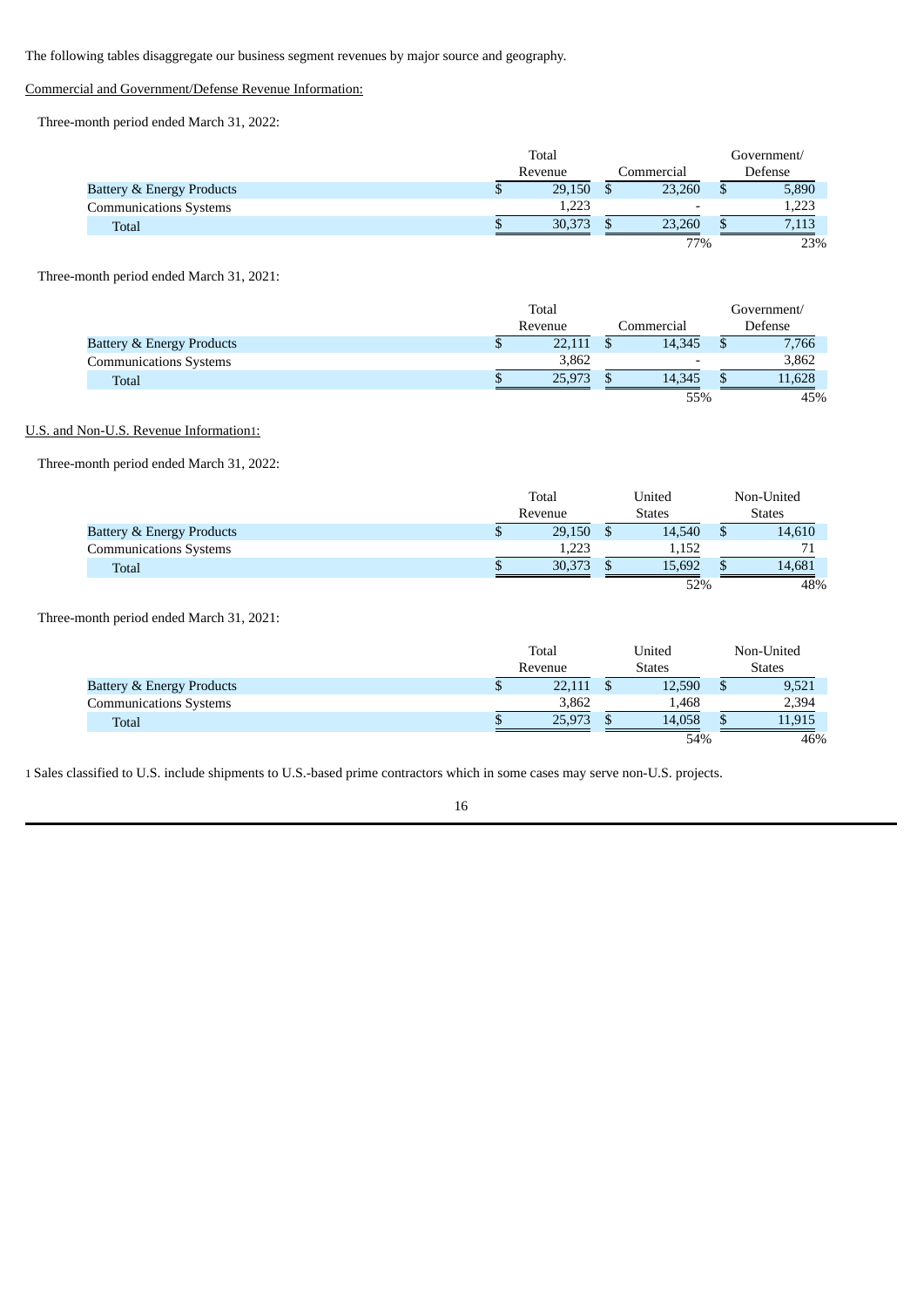The following tables disaggregate our business segment revenues by major source and geography.

Commercial and Government/Defense Revenue Information:

Three-month period ended March 31, 2022:

| | Total Revenue | Commercial | Government/ Defense |
|---|---|---|---|
| Battery & Energy Products | $ 29,150 | $ 23,260 | $ 5,890 |
| Communications Systems | 1,223 | - | 1,223 |
| Total | $ 30,373 | $ 23,260 | $ 7,113 |
| | | 77% | 23% |

Three-month period ended March 31, 2021:

| | Total Revenue | Commercial | Government/ Defense |
|---|---|---|---|
| Battery & Energy Products | $ 22,111 | $ 14,345 | $ 7,766 |
| Communications Systems | 3,862 | - | 3,862 |
| Total | $ 25,973 | $ 14,345 | $ 11,628 |
| | | 55% | 45% |

U.S. and Non-U.S. Revenue Information[1]:

Three-month period ended March 31, 2022:

| | Total Revenue | United States | Non-United States |
|---|---|---|---|
| Battery & Energy Products | $ 29,150 | $ 14,540 | $ 14,610 |
| Communications Systems | 1,223 | 1,152 | 71 |
| Total | $ 30,373 | $ 15,692 | $ 14,681 |
| | | 52% | 48% |

Three-month period ended March 31, 2021:

| | Total Revenue | United States | Non-United States |
|---|---|---|---|
| Battery & Energy Products | $ 22,111 | $ 12,590 | $ 9,521 |
| Communications Systems | 3,862 | 1,468 | 2,394 |
| Total | $ 25,973 | $ 14,058 | $ 11,915 |
| | | 54% | 46% |

[1] Sales classified to U.S. include shipments to U.S.-based prime contractors which in some cases may serve non-U.S. projects.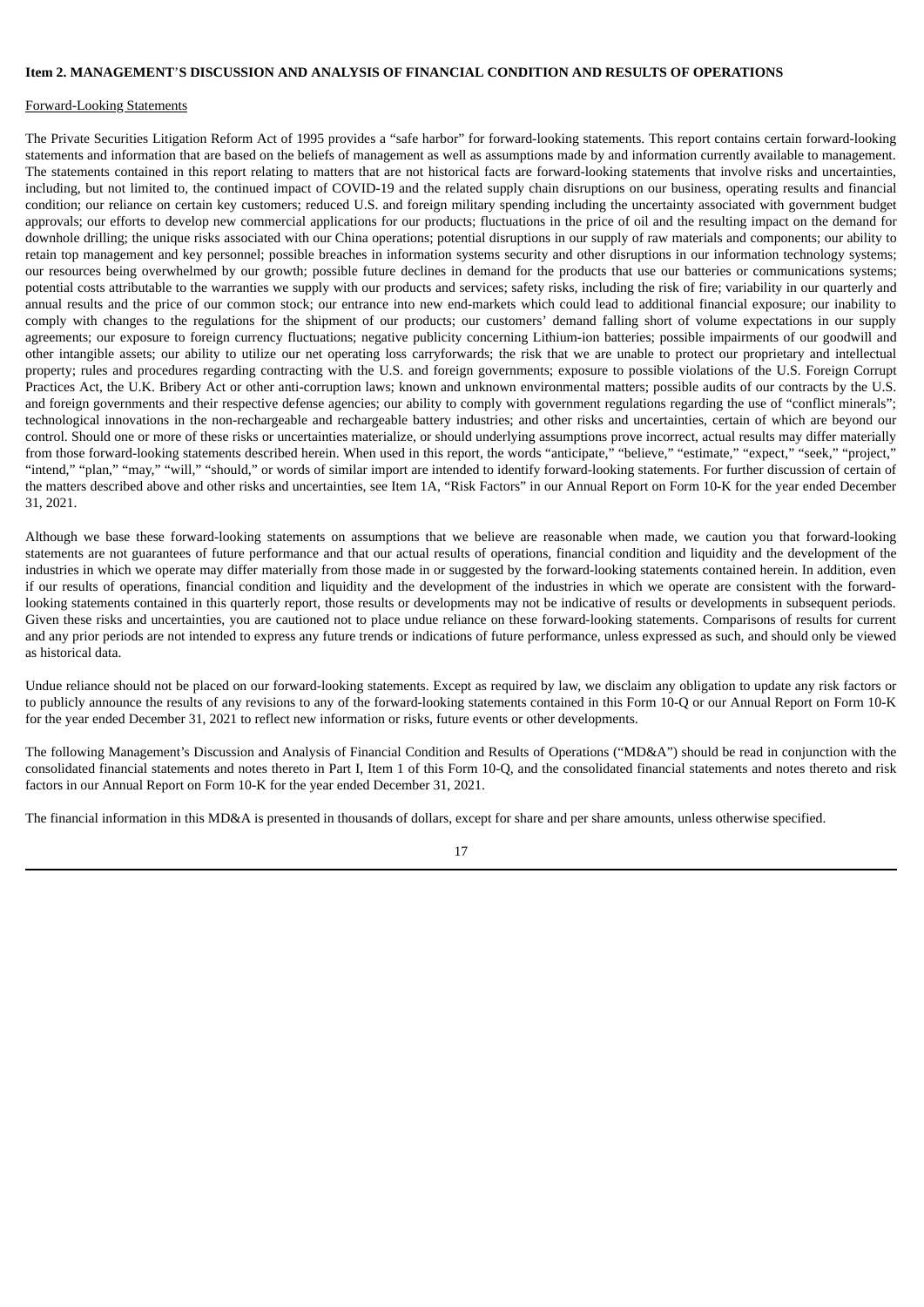**Item 2. MANAGEMENT'S DISCUSSION AND ANALYSIS OF FINANCIAL CONDITION AND RESULTS OF OPERATIONS**

Forward-Looking Statements

The Private Securities Litigation Reform Act of 1995 provides a "safe harbor" for forward-looking statements. This report contains certain forward-looking statements and information that are based on the beliefs of management as well as assumptions made by and information currently available to management. The statements contained in this report relating to matters that are not historical facts are forward-looking statements that involve risks and uncertainties, including, but not limited to, the continued impact of COVID-19 and the related supply chain disruptions on our business, operating results and financial condition; our reliance on certain key customers; reduced U.S. and foreign military spending including the uncertainty associated with government budget approvals; our efforts to develop new commercial applications for our products; fluctuations in the price of oil and the resulting impact on the demand for downhole drilling; the unique risks associated with our China operations; potential disruptions in our supply of raw materials and components; our ability to retain top management and key personnel; possible breaches in information systems security and other disruptions in our information technology systems; our resources being overwhelmed by our growth; possible future declines in demand for the products that use our batteries or communications systems; potential costs attributable to the warranties we supply with our products and services; safety risks, including the risk of fire; variability in our quarterly and annual results and the price of our common stock; our entrance into new end-markets which could lead to additional financial exposure; our inability to comply with changes to the regulations for the shipment of our products; our customers' demand falling short of volume expectations in our supply agreements; our exposure to foreign currency fluctuations; negative publicity concerning Lithium-ion batteries; possible impairments of our goodwill and other intangible assets; our ability to utilize our net operating loss carryforwards; the risk that we are unable to protect our proprietary and intellectual property; rules and procedures regarding contracting with the U.S. and foreign governments; exposure to possible violations of the U.S. Foreign Corrupt Practices Act, the U.K. Bribery Act or other anti-corruption laws; known and unknown environmental matters; possible audits of our contracts by the U.S. and foreign governments and their respective defense agencies; our ability to comply with government regulations regarding the use of "conflict minerals"; technological innovations in the non-rechargeable and rechargeable battery industries; and other risks and uncertainties, certain of which are beyond our control. Should one or more of these risks or uncertainties materialize, or should underlying assumptions prove incorrect, actual results may differ materially from those forward-looking statements described herein. When used in this report, the words "anticipate," "believe," "estimate," "expect," "seek," "project," "intend," "plan," "may," "will," "should," or words of similar import are intended to identify forward-looking statements. For further discussion of certain of the matters described above and other risks and uncertainties, see Item 1A, "Risk Factors" in our Annual Report on Form 10-K for the year ended December 31, 2021.

Although we base these forward-looking statements on assumptions that we believe are reasonable when made, we caution you that forward-looking statements are not guarantees of future performance and that our actual results of operations, financial condition and liquidity and the development of the industries in which we operate may differ materially from those made in or suggested by the forward-looking statements contained herein. In addition, even if our results of operations, financial condition and liquidity and the development of the industries in which we operate are consistent with the forward-looking statements contained in this quarterly report, those results or developments may not be indicative of results or developments in subsequent periods. Given these risks and uncertainties, you are cautioned not to place undue reliance on these forward-looking statements. Comparisons of results for current and any prior periods are not intended to express any future trends or indications of future performance, unless expressed as such, and should only be viewed as historical data.

Undue reliance should not be placed on our forward-looking statements. Except as required by law, we disclaim any obligation to update any risk factors or to publicly announce the results of any revisions to any of the forward-looking statements contained in this Form 10-Q or our Annual Report on Form 10-K for the year ended December 31, 2021 to reflect new information or risks, future events or other developments.

The following Management's Discussion and Analysis of Financial Condition and Results of Operations ("MD&A") should be read in conjunction with the consolidated financial statements and notes thereto in Part I, Item 1 of this Form 10-Q, and the consolidated financial statements and notes thereto and risk factors in our Annual Report on Form 10-K for the year ended December 31, 2021.

The financial information in this MD&A is presented in thousands of dollars, except for share and per share amounts, unless otherwise specified.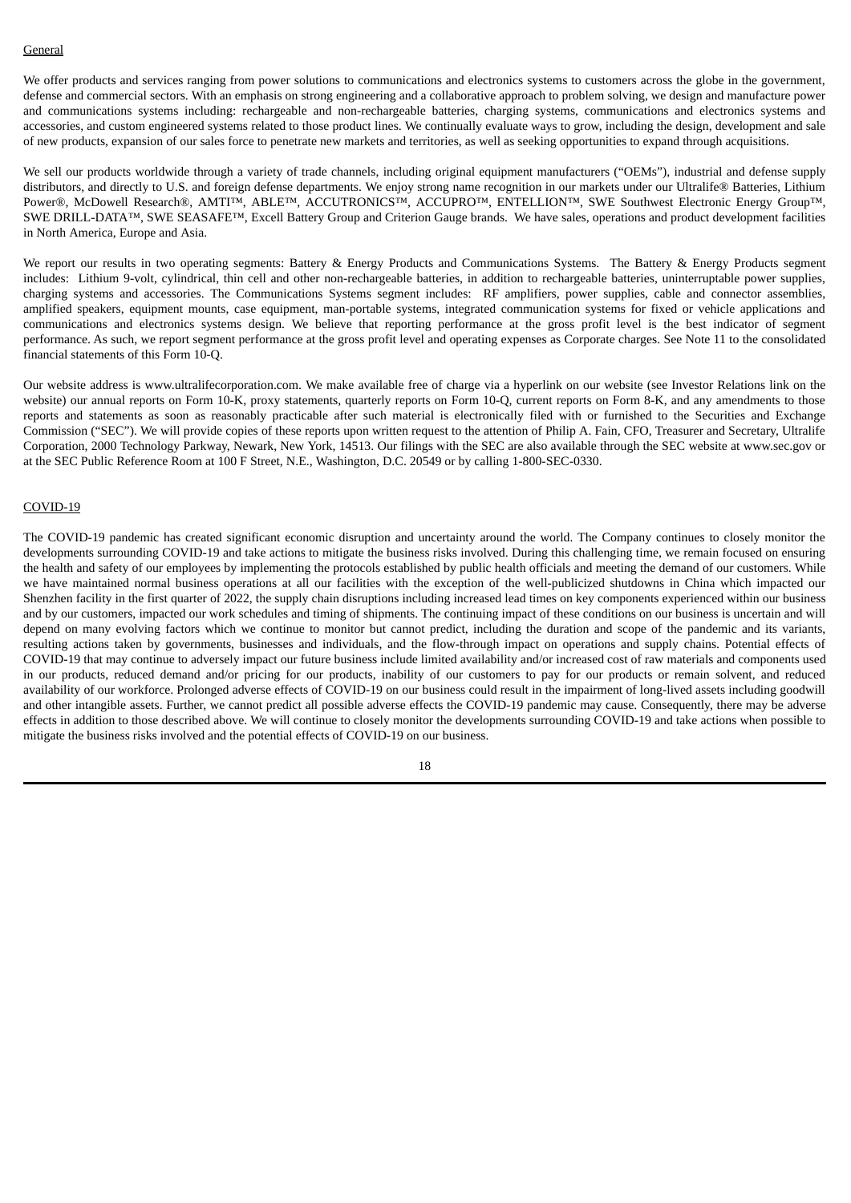General

We offer products and services ranging from power solutions to communications and electronics systems to customers across the globe in the government, defense and commercial sectors. With an emphasis on strong engineering and a collaborative approach to problem solving, we design and manufacture power and communications systems including: rechargeable and non-rechargeable batteries, charging systems, communications and electronics systems and accessories, and custom engineered systems related to those product lines. We continually evaluate ways to grow, including the design, development and sale of new products, expansion of our sales force to penetrate new markets and territories, as well as seeking opportunities to expand through acquisitions.

We sell our products worldwide through a variety of trade channels, including original equipment manufacturers ("OEMs"), industrial and defense supply distributors, and directly to U.S. and foreign defense departments. We enjoy strong name recognition in our markets under our Ultralife® Batteries, Lithium Power®, McDowell Research®, AMTI™, ABLE™, ACCUTRONICS™, ACCUPRO™, ENTELLION™, SWE Southwest Electronic Energy Group™, SWE DRILL-DATA™, SWE SEASAFE™, Excell Battery Group and Criterion Gauge brands. We have sales, operations and product development facilities in North America, Europe and Asia.

We report our results in two operating segments: Battery & Energy Products and Communications Systems. The Battery & Energy Products segment includes: Lithium 9-volt, cylindrical, thin cell and other non-rechargeable batteries, in addition to rechargeable batteries, uninterruptable power supplies, charging systems and accessories. The Communications Systems segment includes: RF amplifiers, power supplies, cable and connector assemblies, amplified speakers, equipment mounts, case equipment, man-portable systems, integrated communication systems for fixed or vehicle applications and communications and electronics systems design. We believe that reporting performance at the gross profit level is the best indicator of segment performance. As such, we report segment performance at the gross profit level and operating expenses as Corporate charges. See Note 11 to the consolidated financial statements of this Form 10-Q.

Our website address is www.ultralifecorporation.com. We make available free of charge via a hyperlink on our website (see Investor Relations link on the website) our annual reports on Form 10-K, proxy statements, quarterly reports on Form 10-Q, current reports on Form 8-K, and any amendments to those reports and statements as soon as reasonably practicable after such material is electronically filed with or furnished to the Securities and Exchange Commission ("SEC"). We will provide copies of these reports upon written request to the attention of Philip A. Fain, CFO, Treasurer and Secretary, Ultralife Corporation, 2000 Technology Parkway, Newark, New York, 14513. Our filings with the SEC are also available through the SEC website at www.sec.gov or at the SEC Public Reference Room at 100 F Street, N.E., Washington, D.C. 20549 or by calling 1-800-SEC-0330.

COVID-19

The COVID-19 pandemic has created significant economic disruption and uncertainty around the world. The Company continues to closely monitor the developments surrounding COVID-19 and take actions to mitigate the business risks involved. During this challenging time, we remain focused on ensuring the health and safety of our employees by implementing the protocols established by public health officials and meeting the demand of our customers. While we have maintained normal business operations at all our facilities with the exception of the well-publicized shutdowns in China which impacted our Shenzhen facility in the first quarter of 2022, the supply chain disruptions including increased lead times on key components experienced within our business and by our customers, impacted our work schedules and timing of shipments. The continuing impact of these conditions on our business is uncertain and will depend on many evolving factors which we continue to monitor but cannot predict, including the duration and scope of the pandemic and its variants, resulting actions taken by governments, businesses and individuals, and the flow-through impact on operations and supply chains. Potential effects of COVID-19 that may continue to adversely impact our future business include limited availability and/or increased cost of raw materials and components used in our products, reduced demand and/or pricing for our products, inability of our customers to pay for our products or remain solvent, and reduced availability of our workforce. Prolonged adverse effects of COVID-19 on our business could result in the impairment of long-lived assets including goodwill and other intangible assets. Further, we cannot predict all possible adverse effects the COVID-19 pandemic may cause. Consequently, there may be adverse effects in addition to those described above. We will continue to closely monitor the developments surrounding COVID-19 and take actions when possible to mitigate the business risks involved and the potential effects of COVID-19 on our business.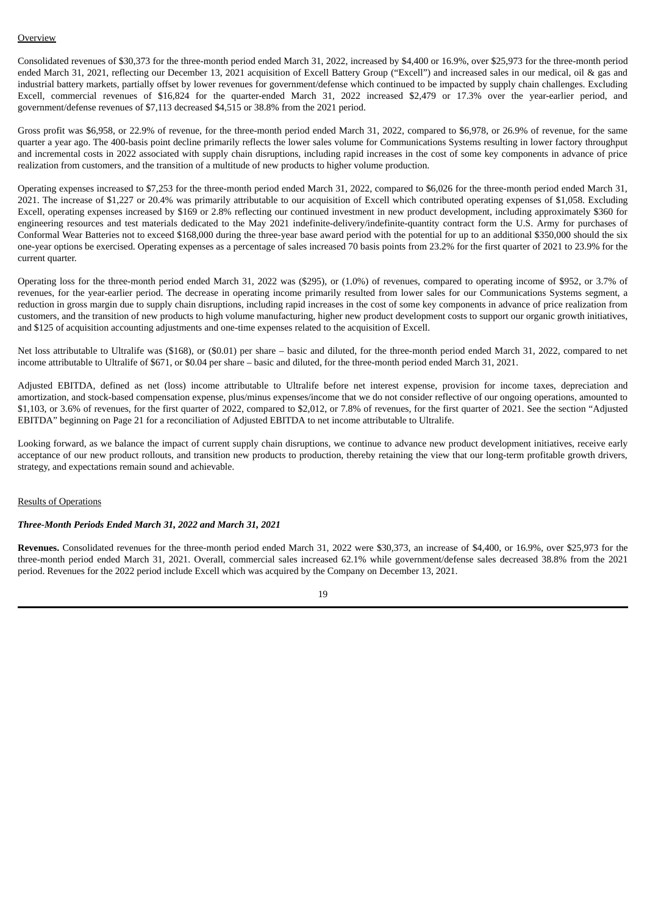Overview

Consolidated revenues of $30,373 for the three-month period ended March 31, 2022, increased by $4,400 or 16.9%, over $25,973 for the three-month period ended March 31, 2021, reflecting our December 13, 2021 acquisition of Excell Battery Group ("Excell") and increased sales in our medical, oil & gas and industrial battery markets, partially offset by lower revenues for government/defense which continued to be impacted by supply chain challenges. Excluding Excell, commercial revenues of $16,824 for the quarter-ended March 31, 2022 increased $2,479 or 17.3% over the year-earlier period, and government/defense revenues of $7,113 decreased $4,515 or 38.8% from the 2021 period.

Gross profit was $6,958, or 22.9% of revenue, for the three-month period ended March 31, 2022, compared to $6,978, or 26.9% of revenue, for the same quarter a year ago. The 400-basis point decline primarily reflects the lower sales volume for Communications Systems resulting in lower factory throughput and incremental costs in 2022 associated with supply chain disruptions, including rapid increases in the cost of some key components in advance of price realization from customers, and the transition of a multitude of new products to higher volume production.

Operating expenses increased to $7,253 for the three-month period ended March 31, 2022, compared to $6,026 for the three-month period ended March 31, 2021. The increase of $1,227 or 20.4% was primarily attributable to our acquisition of Excell which contributed operating expenses of $1,058. Excluding Excell, operating expenses increased by $169 or 2.8% reflecting our continued investment in new product development, including approximately $360 for engineering resources and test materials dedicated to the May 2021 indefinite-delivery/indefinite-quantity contract form the U.S. Army for purchases of Conformal Wear Batteries not to exceed $168,000 during the three-year base award period with the potential for up to an additional $350,000 should the six one-year options be exercised. Operating expenses as a percentage of sales increased 70 basis points from 23.2% for the first quarter of 2021 to 23.9% for the current quarter.

Operating loss for the three-month period ended March 31, 2022 was ($295), or (1.0%) of revenues, compared to operating income of $952, or 3.7% of revenues, for the year-earlier period. The decrease in operating income primarily resulted from lower sales for our Communications Systems segment, a reduction in gross margin due to supply chain disruptions, including rapid increases in the cost of some key components in advance of price realization from customers, and the transition of new products to high volume manufacturing, higher new product development costs to support our organic growth initiatives, and $125 of acquisition accounting adjustments and one-time expenses related to the acquisition of Excell.

Net loss attributable to Ultralife was ($168), or ($0.01) per share – basic and diluted, for the three-month period ended March 31, 2022, compared to net income attributable to Ultralife of $671, or $0.04 per share – basic and diluted, for the three-month period ended March 31, 2021.

Adjusted EBITDA, defined as net (loss) income attributable to Ultralife before net interest expense, provision for income taxes, depreciation and amortization, and stock-based compensation expense, plus/minus expenses/income that we do not consider reflective of our ongoing operations, amounted to $1,103, or 3.6% of revenues, for the first quarter of 2022, compared to $2,012, or 7.8% of revenues, for the first quarter of 2021. See the section "Adjusted EBITDA" beginning on Page 21 for a reconciliation of Adjusted EBITDA to net income attributable to Ultralife.

Looking forward, as we balance the impact of current supply chain disruptions, we continue to advance new product development initiatives, receive early acceptance of our new product rollouts, and transition new products to production, thereby retaining the view that our long-term profitable growth drivers, strategy, and expectations remain sound and achievable.

Results of Operations

***Three-Month Periods Ended March 31, 2022 and March 31, 2021***

**Revenues.** Consolidated revenues for the three-month period ended March 31, 2022 were $30,373, an increase of $4,400, or 16.9%, over $25,973 for the three-month period ended March 31, 2021. Overall, commercial sales increased 62.1% while government/defense sales decreased 38.8% from the 2021 period. Revenues for the 2022 period include Excell which was acquired by the Company on December 13, 2021.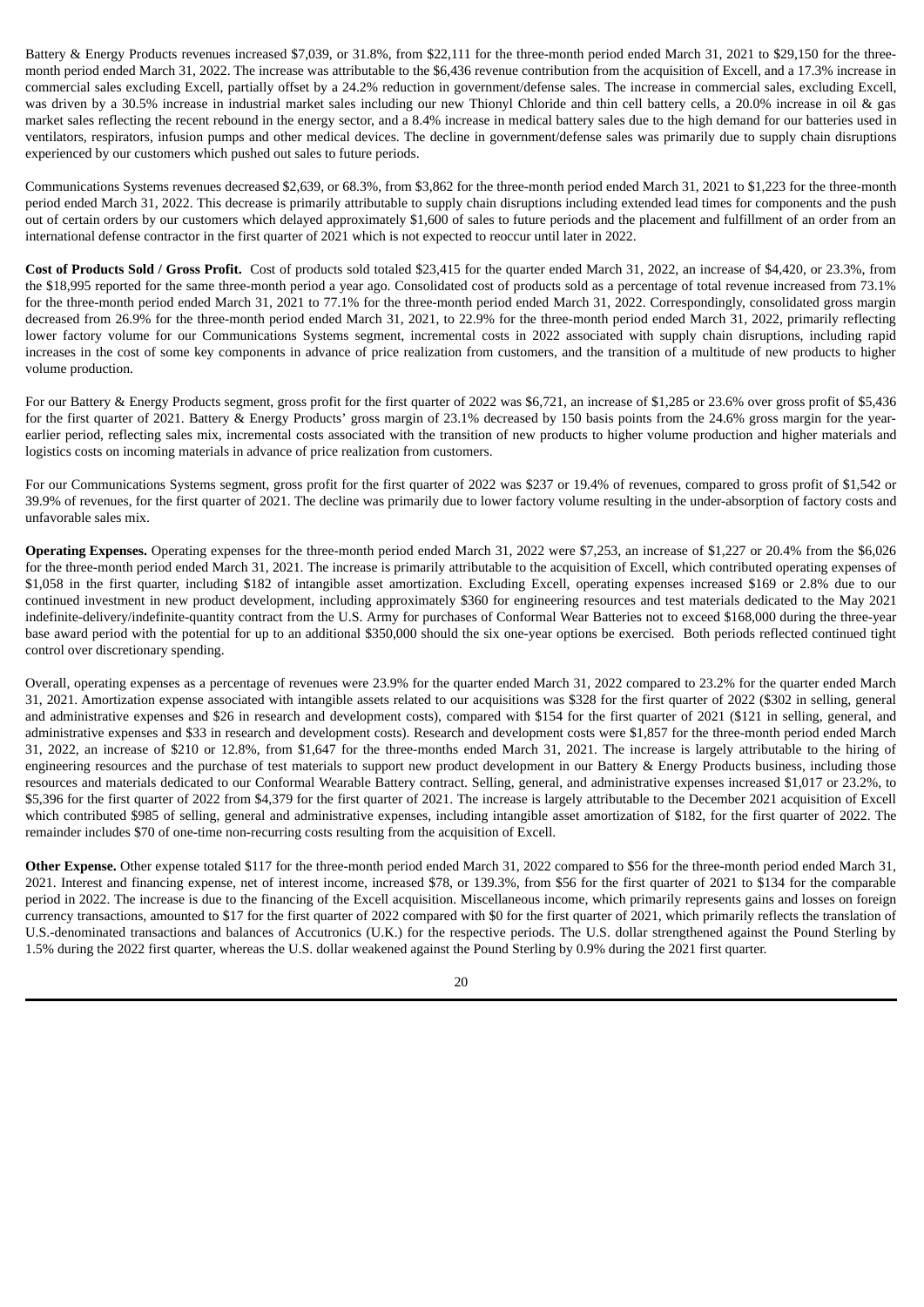Battery & Energy Products revenues increased $7,039, or 31.8%, from $22,111 for the three-month period ended March 31, 2021 to $29,150 for the three-month period ended March 31, 2022. The increase was attributable to the $6,436 revenue contribution from the acquisition of Excell, and a 17.3% increase in commercial sales excluding Excell, partially offset by a 24.2% reduction in government/defense sales. The increase in commercial sales, excluding Excell, was driven by a 30.5% increase in industrial market sales including our new Thionyl Chloride and thin cell battery cells, a 20.0% increase in oil & gas market sales reflecting the recent rebound in the energy sector, and a 8.4% increase in medical battery sales due to the high demand for our batteries used in ventilators, respirators, infusion pumps and other medical devices. The decline in government/defense sales was primarily due to supply chain disruptions experienced by our customers which pushed out sales to future periods.

Communications Systems revenues decreased $2,639, or 68.3%, from $3,862 for the three-month period ended March 31, 2021 to $1,223 for the three-month period ended March 31, 2022. This decrease is primarily attributable to supply chain disruptions including extended lead times for components and the push out of certain orders by our customers which delayed approximately $1,600 of sales to future periods and the placement and fulfillment of an order from an international defense contractor in the first quarter of 2021 which is not expected to reoccur until later in 2022.

**Cost of Products Sold / Gross Profit.** Cost of products sold totaled $23,415 for the quarter ended March 31, 2022, an increase of $4,420, or 23.3%, from the $18,995 reported for the same three-month period a year ago. Consolidated cost of products sold as a percentage of total revenue increased from 73.1% for the three-month period ended March 31, 2021 to 77.1% for the three-month period ended March 31, 2022. Correspondingly, consolidated gross margin decreased from 26.9% for the three-month period ended March 31, 2021, to 22.9% for the three-month period ended March 31, 2022, primarily reflecting lower factory volume for our Communications Systems segment, incremental costs in 2022 associated with supply chain disruptions, including rapid increases in the cost of some key components in advance of price realization from customers, and the transition of a multitude of new products to higher volume production.

For our Battery & Energy Products segment, gross profit for the first quarter of 2022 was $6,721, an increase of $1,285 or 23.6% over gross profit of $5,436 for the first quarter of 2021. Battery & Energy Products' gross margin of 23.1% decreased by 150 basis points from the 24.6% gross margin for the year-earlier period, reflecting sales mix, incremental costs associated with the transition of new products to higher volume production and higher materials and logistics costs on incoming materials in advance of price realization from customers.

For our Communications Systems segment, gross profit for the first quarter of 2022 was $237 or 19.4% of revenues, compared to gross profit of $1,542 or 39.9% of revenues, for the first quarter of 2021. The decline was primarily due to lower factory volume resulting in the under-absorption of factory costs and unfavorable sales mix.

**Operating Expenses.** Operating expenses for the three-month period ended March 31, 2022 were $7,253, an increase of $1,227 or 20.4% from the $6,026 for the three-month period ended March 31, 2021. The increase is primarily attributable to the acquisition of Excell, which contributed operating expenses of $1,058 in the first quarter, including $182 of intangible asset amortization. Excluding Excell, operating expenses increased $169 or 2.8% due to our continued investment in new product development, including approximately $360 for engineering resources and test materials dedicated to the May 2021 indefinite-delivery/indefinite-quantity contract from the U.S. Army for purchases of Conformal Wear Batteries not to exceed $168,000 during the three-year base award period with the potential for up to an additional $350,000 should the six one-year options be exercised. Both periods reflected continued tight control over discretionary spending.

Overall, operating expenses as a percentage of revenues were 23.9% for the quarter ended March 31, 2022 compared to 23.2% for the quarter ended March 31, 2021. Amortization expense associated with intangible assets related to our acquisitions was $328 for the first quarter of 2022 ($302 in selling, general and administrative expenses and $26 in research and development costs), compared with $154 for the first quarter of 2021 ($121 in selling, general, and administrative expenses and $33 in research and development costs). Research and development costs were $1,857 for the three-month period ended March 31, 2022, an increase of $210 or 12.8%, from $1,647 for the three-months ended March 31, 2021. The increase is largely attributable to the hiring of engineering resources and the purchase of test materials to support new product development in our Battery & Energy Products business, including those resources and materials dedicated to our Conformal Wearable Battery contract. Selling, general, and administrative expenses increased $1,017 or 23.2%, to $5,396 for the first quarter of 2022 from $4,379 for the first quarter of 2021. The increase is largely attributable to the December 2021 acquisition of Excell which contributed $985 of selling, general and administrative expenses, including intangible asset amortization of $182, for the first quarter of 2022. The remainder includes $70 of one-time non-recurring costs resulting from the acquisition of Excell.

**Other Expense.** Other expense totaled $117 for the three-month period ended March 31, 2022 compared to $56 for the three-month period ended March 31, 2021. Interest and financing expense, net of interest income, increased $78, or 139.3%, from $56 for the first quarter of 2021 to $134 for the comparable period in 2022. The increase is due to the financing of the Excell acquisition. Miscellaneous income, which primarily represents gains and losses on foreign currency transactions, amounted to $17 for the first quarter of 2022 compared with $0 for the first quarter of 2021, which primarily reflects the translation of U.S.-denominated transactions and balances of Accutronics (U.K.) for the respective periods. The U.S. dollar strengthened against the Pound Sterling by 1.5% during the 2022 first quarter, whereas the U.S. dollar weakened against the Pound Sterling by 0.9% during the 2021 first quarter.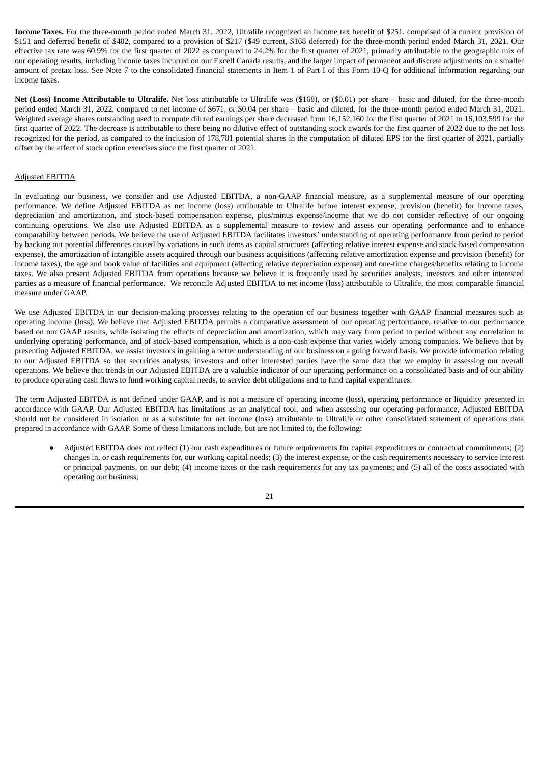**Income Taxes.** For the three-month period ended March 31, 2022, Ultralife recognized an income tax benefit of $251, comprised of a current provision of $151 and deferred benefit of $402, compared to a provision of $217 ($49 current, $168 deferred) for the three-month period ended March 31, 2021. Our effective tax rate was 60.9% for the first quarter of 2022 as compared to 24.2% for the first quarter of 2021, primarily attributable to the geographic mix of our operating results, including income taxes incurred on our Excell Canada results, and the larger impact of permanent and discrete adjustments on a smaller amount of pretax loss. See Note 7 to the consolidated financial statements in Item 1 of Part I of this Form 10-Q for additional information regarding our income taxes.

**Net (Loss) Income Attributable to Ultralife.** Net loss attributable to Ultralife was ($168), or ($0.01) per share – basic and diluted, for the three-month period ended March 31, 2022, compared to net income of $671, or $0.04 per share – basic and diluted, for the three-month period ended March 31, 2021. Weighted average shares outstanding used to compute diluted earnings per share decreased from 16,152,160 for the first quarter of 2021 to 16,103,599 for the first quarter of 2022. The decrease is attributable to there being no dilutive effect of outstanding stock awards for the first quarter of 2022 due to the net loss recognized for the period, as compared to the inclusion of 178,781 potential shares in the computation of diluted EPS for the first quarter of 2021, partially offset by the effect of stock option exercises since the first quarter of 2021.

Adjusted EBITDA

In evaluating our business, we consider and use Adjusted EBITDA, a non-GAAP financial measure, as a supplemental measure of our operating performance. We define Adjusted EBITDA as net income (loss) attributable to Ultralife before interest expense, provision (benefit) for income taxes, depreciation and amortization, and stock-based compensation expense, plus/minus expense/income that we do not consider reflective of our ongoing continuing operations. We also use Adjusted EBITDA as a supplemental measure to review and assess our operating performance and to enhance comparability between periods. We believe the use of Adjusted EBITDA facilitates investors' understanding of operating performance from period to period by backing out potential differences caused by variations in such items as capital structures (affecting relative interest expense and stock-based compensation expense), the amortization of intangible assets acquired through our business acquisitions (affecting relative amortization expense and provision (benefit) for income taxes), the age and book value of facilities and equipment (affecting relative depreciation expense) and one-time charges/benefits relating to income taxes. We also present Adjusted EBITDA from operations because we believe it is frequently used by securities analysts, investors and other interested parties as a measure of financial performance. We reconcile Adjusted EBITDA to net income (loss) attributable to Ultralife, the most comparable financial measure under GAAP.

We use Adjusted EBITDA in our decision-making processes relating to the operation of our business together with GAAP financial measures such as operating income (loss). We believe that Adjusted EBITDA permits a comparative assessment of our operating performance, relative to our performance based on our GAAP results, while isolating the effects of depreciation and amortization, which may vary from period to period without any correlation to underlying operating performance, and of stock-based compensation, which is a non-cash expense that varies widely among companies. We believe that by presenting Adjusted EBITDA, we assist investors in gaining a better understanding of our business on a going forward basis. We provide information relating to our Adjusted EBITDA so that securities analysts, investors and other interested parties have the same data that we employ in assessing our overall operations. We believe that trends in our Adjusted EBITDA are a valuable indicator of our operating performance on a consolidated basis and of our ability to produce operating cash flows to fund working capital needs, to service debt obligations and to fund capital expenditures.

The term Adjusted EBITDA is not defined under GAAP, and is not a measure of operating income (loss), operating performance or liquidity presented in accordance with GAAP. Our Adjusted EBITDA has limitations as an analytical tool, and when assessing our operating performance, Adjusted EBITDA should not be considered in isolation or as a substitute for net income (loss) attributable to Ultralife or other consolidated statement of operations data prepared in accordance with GAAP. Some of these limitations include, but are not limited to, the following:

- Adjusted EBITDA does not reflect (1) our cash expenditures or future requirements for capital expenditures or contractual commitments; (2) changes in, or cash requirements for, our working capital needs; (3) the interest expense, or the cash requirements necessary to service interest or principal payments, on our debt; (4) income taxes or the cash requirements for any tax payments; and (5) all of the costs associated with operating our business;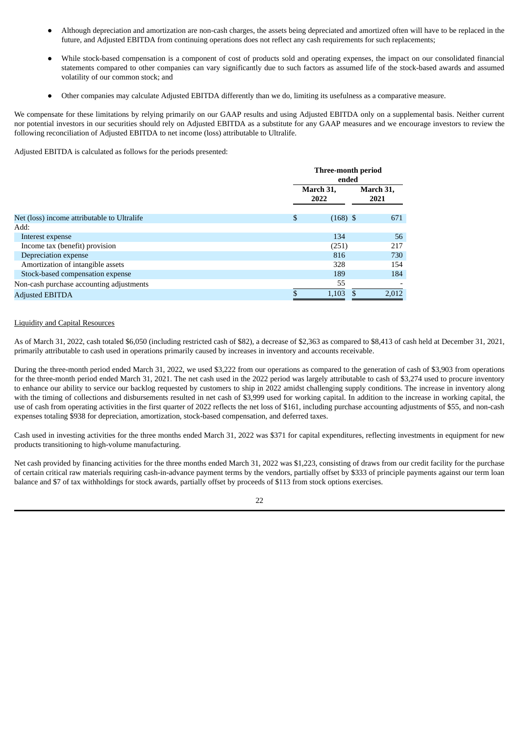- Although depreciation and amortization are non-cash charges, the assets being depreciated and amortized often will have to be replaced in the future, and Adjusted EBITDA from continuing operations does not reflect any cash requirements for such replacements;
- While stock-based compensation is a component of cost of products sold and operating expenses, the impact on our consolidated financial statements compared to other companies can vary significantly due to such factors as assumed life of the stock-based awards and assumed volatility of our common stock; and
- Other companies may calculate Adjusted EBITDA differently than we do, limiting its usefulness as a comparative measure.

We compensate for these limitations by relying primarily on our GAAP results and using Adjusted EBITDA only on a supplemental basis. Neither current nor potential investors in our securities should rely on Adjusted EBITDA as a substitute for any GAAP measures and we encourage investors to review the following reconciliation of Adjusted EBITDA to net income (loss) attributable to Ultralife.

Adjusted EBITDA is calculated as follows for the periods presented:

| | Three-month period ended | |
|---|---|---|
| | March 31, 2022 | March 31, 2021 |
| Net (loss) income attributable to Ultralife | $ (168) | $ 671 |
| Add: | | |
| Interest expense | 134 | 56 |
| Income tax (benefit) provision | (251) | 217 |
| Depreciation expense | 816 | 730 |
| Amortization of intangible assets | 328 | 154 |
| Stock-based compensation expense | 189 | 184 |
| Non-cash purchase accounting adjustments | 55 | - |
| Adjusted EBITDA | $ 1,103 | $ 2,012 |

Liquidity and Capital Resources

As of March 31, 2022, cash totaled $6,050 (including restricted cash of $82), a decrease of $2,363 as compared to $8,413 of cash held at December 31, 2021, primarily attributable to cash used in operations primarily caused by increases in inventory and accounts receivable.

During the three-month period ended March 31, 2022, we used $3,222 from our operations as compared to the generation of cash of $3,903 from operations for the three-month period ended March 31, 2021. The net cash used in the 2022 period was largely attributable to cash of $3,274 used to procure inventory to enhance our ability to service our backlog requested by customers to ship in 2022 amidst challenging supply conditions. The increase in inventory along with the timing of collections and disbursements resulted in net cash of $3,999 used for working capital. In addition to the increase in working capital, the use of cash from operating activities in the first quarter of 2022 reflects the net loss of $161, including purchase accounting adjustments of $55, and non-cash expenses totaling $938 for depreciation, amortization, stock-based compensation, and deferred taxes.

Cash used in investing activities for the three months ended March 31, 2022 was $371 for capital expenditures, reflecting investments in equipment for new products transitioning to high-volume manufacturing.

Net cash provided by financing activities for the three months ended March 31, 2022 was $1,223, consisting of draws from our credit facility for the purchase of certain critical raw materials requiring cash-in-advance payment terms by the vendors, partially offset by $333 of principle payments against our term loan balance and $7 of tax withholdings for stock awards, partially offset by proceeds of $113 from stock options exercises.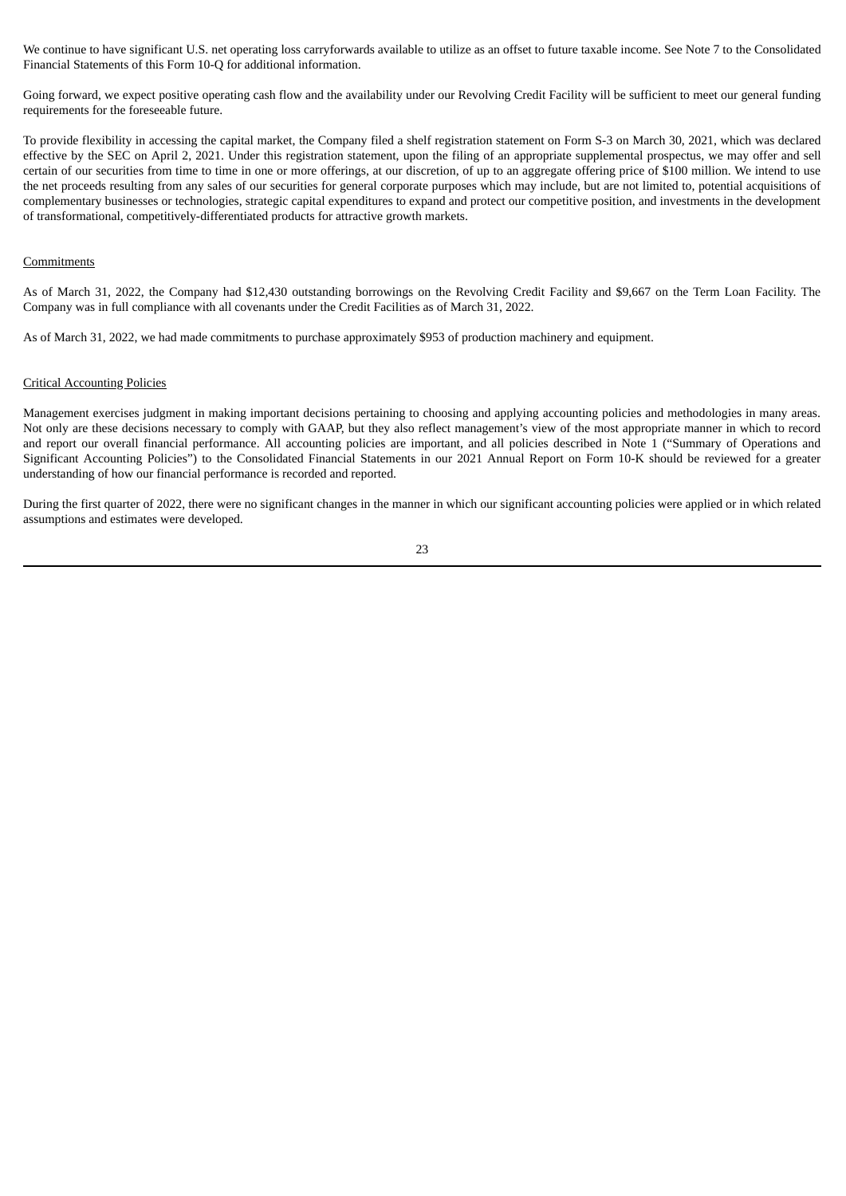We continue to have significant U.S. net operating loss carryforwards available to utilize as an offset to future taxable income. See Note 7 to the Consolidated Financial Statements of this Form 10-Q for additional information.

Going forward, we expect positive operating cash flow and the availability under our Revolving Credit Facility will be sufficient to meet our general funding requirements for the foreseeable future.

To provide flexibility in accessing the capital market, the Company filed a shelf registration statement on Form S-3 on March 30, 2021, which was declared effective by the SEC on April 2, 2021. Under this registration statement, upon the filing of an appropriate supplemental prospectus, we may offer and sell certain of our securities from time to time in one or more offerings, at our discretion, of up to an aggregate offering price of $100 million. We intend to use the net proceeds resulting from any sales of our securities for general corporate purposes which may include, but are not limited to, potential acquisitions of complementary businesses or technologies, strategic capital expenditures to expand and protect our competitive position, and investments in the development of transformational, competitively-differentiated products for attractive growth markets.

Commitments

As of March 31, 2022, the Company had $12,430 outstanding borrowings on the Revolving Credit Facility and $9,667 on the Term Loan Facility. The Company was in full compliance with all covenants under the Credit Facilities as of March 31, 2022.

As of March 31, 2022, we had made commitments to purchase approximately $953 of production machinery and equipment.

Critical Accounting Policies

Management exercises judgment in making important decisions pertaining to choosing and applying accounting policies and methodologies in many areas. Not only are these decisions necessary to comply with GAAP, but they also reflect management's view of the most appropriate manner in which to record and report our overall financial performance. All accounting policies are important, and all policies described in Note 1 ("Summary of Operations and Significant Accounting Policies") to the Consolidated Financial Statements in our 2021 Annual Report on Form 10-K should be reviewed for a greater understanding of how our financial performance is recorded and reported.

During the first quarter of 2022, there were no significant changes in the manner in which our significant accounting policies were applied or in which related assumptions and estimates were developed.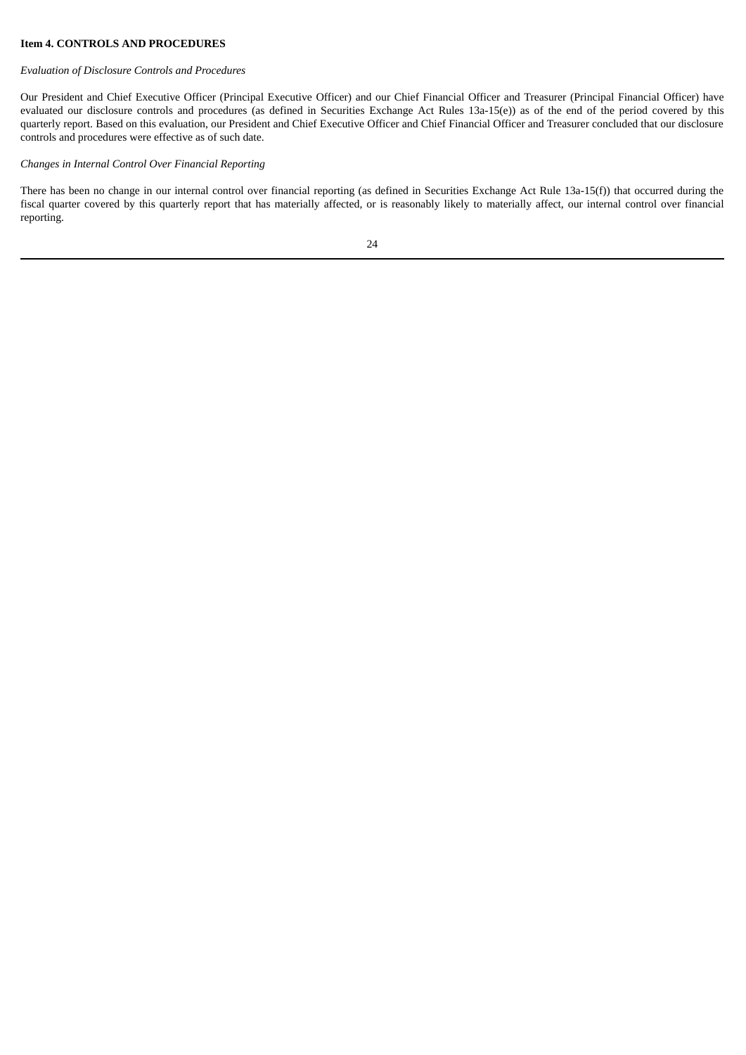**Item 4. CONTROLS AND PROCEDURES**

*Evaluation of Disclosure Controls and Procedures*

Our President and Chief Executive Officer (Principal Executive Officer) and our Chief Financial Officer and Treasurer (Principal Financial Officer) have evaluated our disclosure controls and procedures (as defined in Securities Exchange Act Rules 13a-15(e)) as of the end of the period covered by this quarterly report. Based on this evaluation, our President and Chief Executive Officer and Chief Financial Officer and Treasurer concluded that our disclosure controls and procedures were effective as of such date.

*Changes in Internal Control Over Financial Reporting*

There has been no change in our internal control over financial reporting (as defined in Securities Exchange Act Rule 13a-15(f)) that occurred during the fiscal quarter covered by this quarterly report that has materially affected, or is reasonably likely to materially affect, our internal control over financial reporting.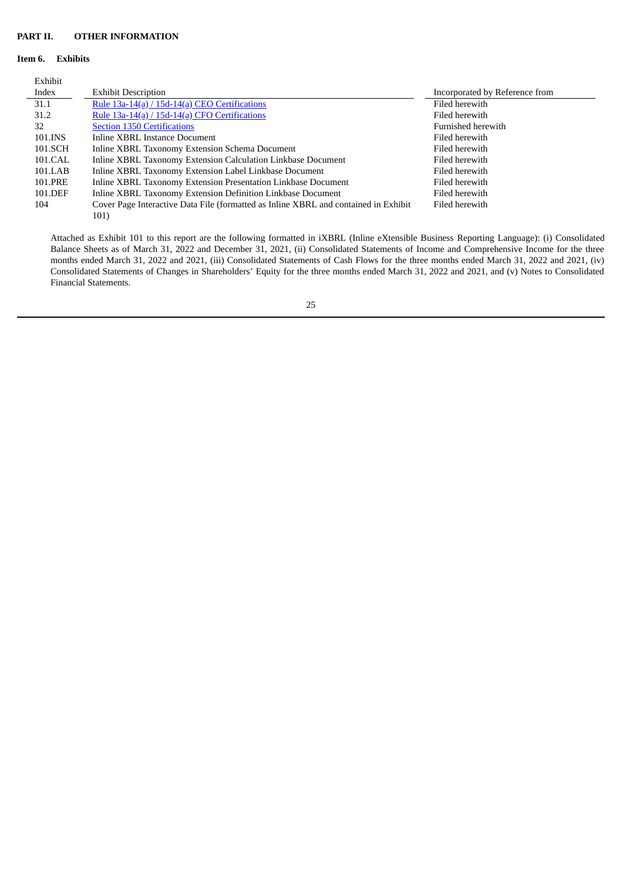## PART II. OTHER INFORMATION

### Item 6. Exhibits

| Exhibit Index | Exhibit Description | Incorporated by Reference from |
|---|---|---|
| 31.1 | Rule 13a-14(a) / 15d-14(a) CEO Certifications | Filed herewith |
| 31.2 | Rule 13a-14(a) / 15d-14(a) CFO Certifications | Filed herewith |
| 32 | Section 1350 Certifications | Furnished herewith |
| 101.INS | Inline XBRL Instance Document | Filed herewith |
| 101.SCH | Inline XBRL Taxonomy Extension Schema Document | Filed herewith |
| 101.CAL | Inline XBRL Taxonomy Extension Calculation Linkbase Document | Filed herewith |
| 101.LAB | Inline XBRL Taxonomy Extension Label Linkbase Document | Filed herewith |
| 101.PRE | Inline XBRL Taxonomy Extension Presentation Linkbase Document | Filed herewith |
| 101.DEF | Inline XBRL Taxonomy Extension Definition Linkbase Document | Filed herewith |
| 104 | Cover Page Interactive Data File (formatted as Inline XBRL and contained in Exhibit 101) | Filed herewith |

Attached as Exhibit 101 to this report are the following formatted in iXBRL (Inline eXtensible Business Reporting Language): (i) Consolidated Balance Sheets as of March 31, 2022 and December 31, 2021, (ii) Consolidated Statements of Income and Comprehensive Income for the three months ended March 31, 2022 and 2021, (iii) Consolidated Statements of Cash Flows for the three months ended March 31, 2022 and 2021, (iv) Consolidated Statements of Changes in Shareholders' Equity for the three months ended March 31, 2022 and 2021, and (v) Notes to Consolidated Financial Statements.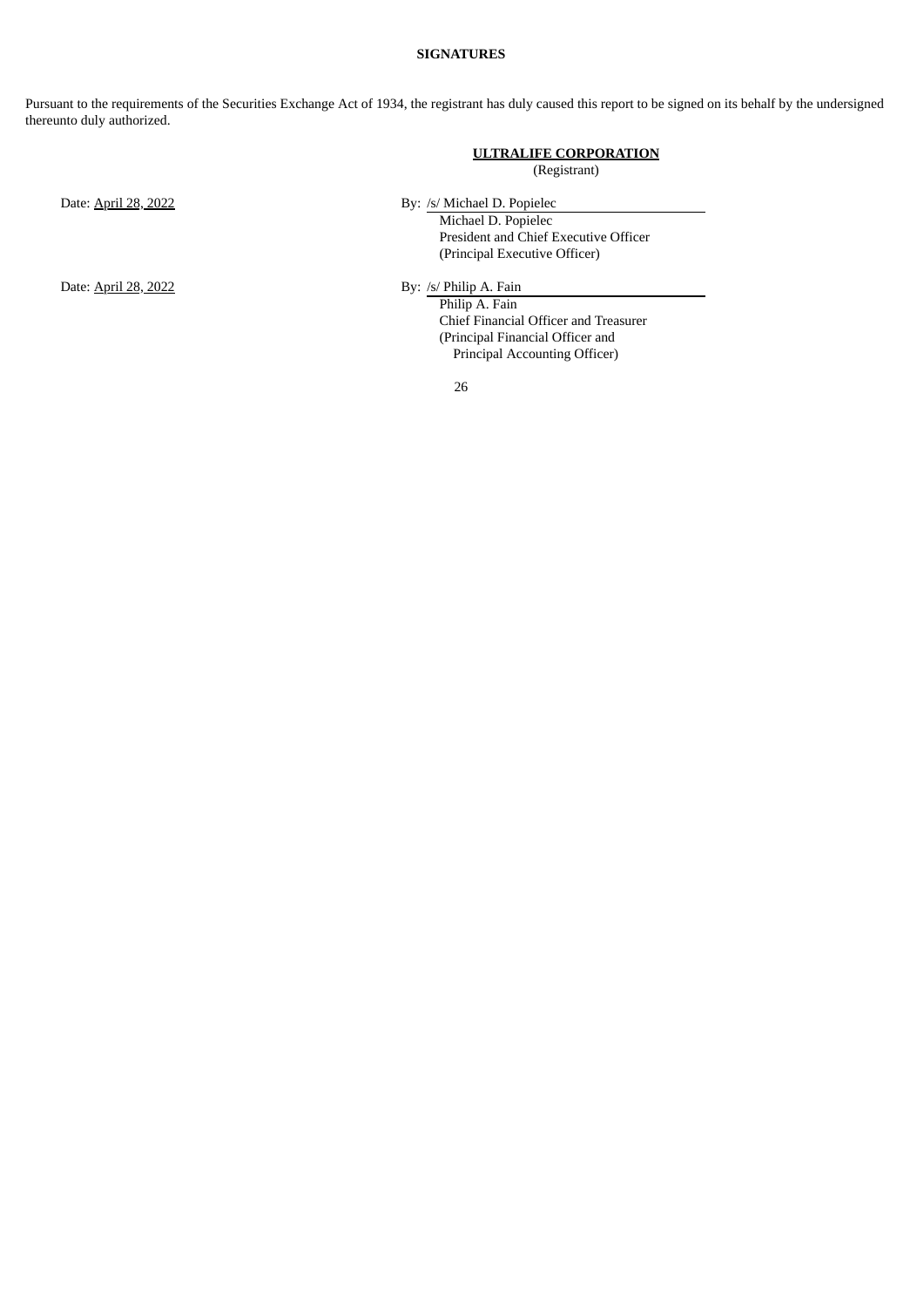**SIGNATURES**

Pursuant to the requirements of the Securities Exchange Act of 1934, the registrant has duly caused this report to be signed on its behalf by the undersigned thereunto duly authorized.

**ULTRALIFE CORPORATION**
(Registrant)

Date: April 28, 2022

By: /s/ Michael D. Popielec
Michael D. Popielec
President and Chief Executive Officer
(Principal Executive Officer)

Date: April 28, 2022

By: /s/ Philip A. Fain
Philip A. Fain
Chief Financial Officer and Treasurer
(Principal Financial Officer and
Principal Accounting Officer)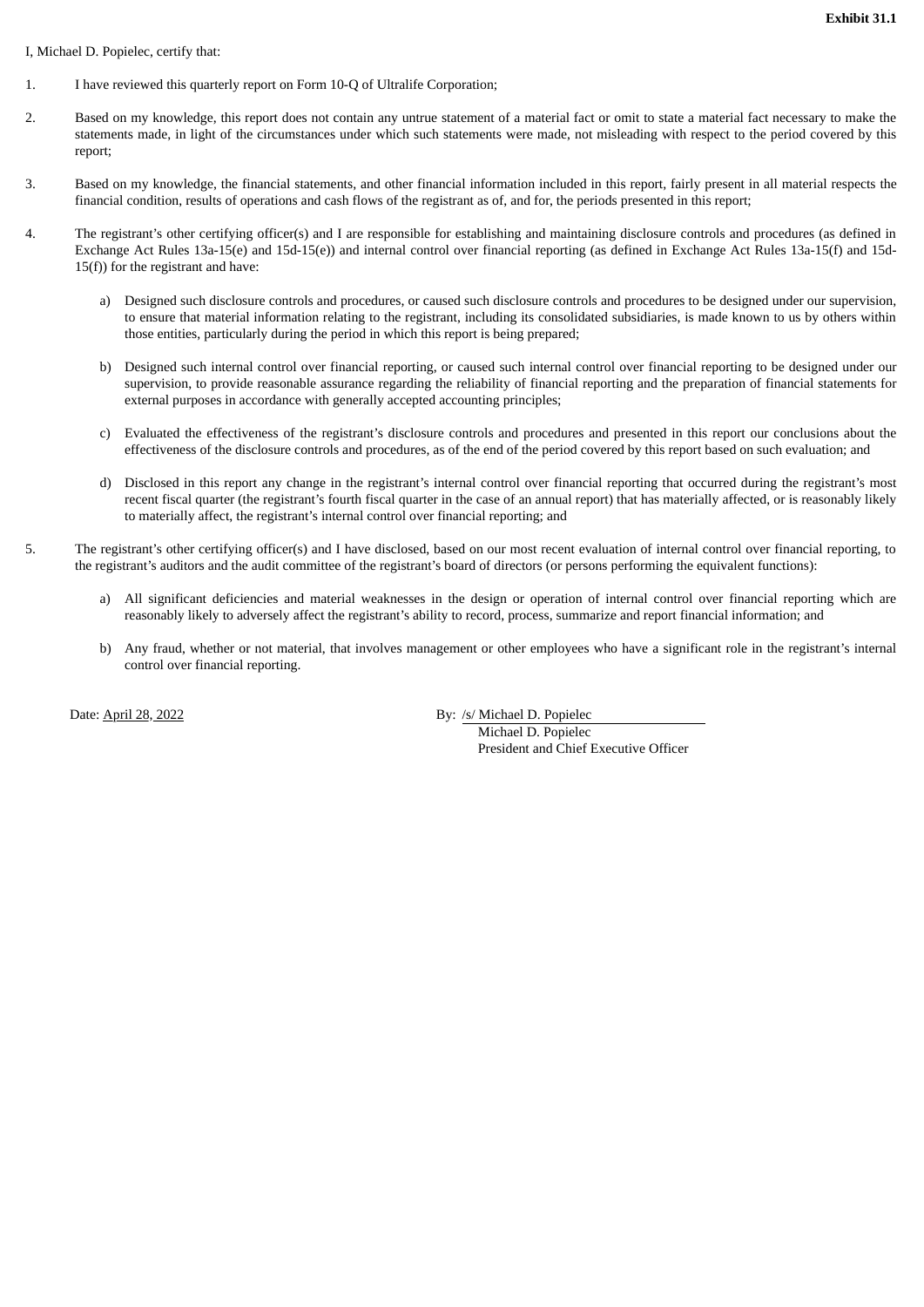**Exhibit 31.1**

I, Michael D. Popielec, certify that:

1. I have reviewed this quarterly report on Form 10-Q of Ultralife Corporation;

2. Based on my knowledge, this report does not contain any untrue statement of a material fact or omit to state a material fact necessary to make the statements made, in light of the circumstances under which such statements were made, not misleading with respect to the period covered by this report;

3. Based on my knowledge, the financial statements, and other financial information included in this report, fairly present in all material respects the financial condition, results of operations and cash flows of the registrant as of, and for, the periods presented in this report;

4. The registrant's other certifying officer(s) and I are responsible for establishing and maintaining disclosure controls and procedures (as defined in Exchange Act Rules 13a-15(e) and 15d-15(e)) and internal control over financial reporting (as defined in Exchange Act Rules 13a-15(f) and 15d-15(f)) for the registrant and have:

   a) Designed such disclosure controls and procedures, or caused such disclosure controls and procedures to be designed under our supervision, to ensure that material information relating to the registrant, including its consolidated subsidiaries, is made known to us by others within those entities, particularly during the period in which this report is being prepared;

   b) Designed such internal control over financial reporting, or caused such internal control over financial reporting to be designed under our supervision, to provide reasonable assurance regarding the reliability of financial reporting and the preparation of financial statements for external purposes in accordance with generally accepted accounting principles;

   c) Evaluated the effectiveness of the registrant's disclosure controls and procedures and presented in this report our conclusions about the effectiveness of the disclosure controls and procedures, as of the end of the period covered by this report based on such evaluation; and

   d) Disclosed in this report any change in the registrant's internal control over financial reporting that occurred during the registrant's most recent fiscal quarter (the registrant's fourth fiscal quarter in the case of an annual report) that has materially affected, or is reasonably likely to materially affect, the registrant's internal control over financial reporting; and

5. The registrant's other certifying officer(s) and I have disclosed, based on our most recent evaluation of internal control over financial reporting, to the registrant's auditors and the audit committee of the registrant's board of directors (or persons performing the equivalent functions):

   a) All significant deficiencies and material weaknesses in the design or operation of internal control over financial reporting which are reasonably likely to adversely affect the registrant's ability to record, process, summarize and report financial information; and

   b) Any fraud, whether or not material, that involves management or other employees who have a significant role in the registrant's internal control over financial reporting.

Date: April 28, 2022

By: /s/ Michael D. Popielec
Michael D. Popielec
President and Chief Executive Officer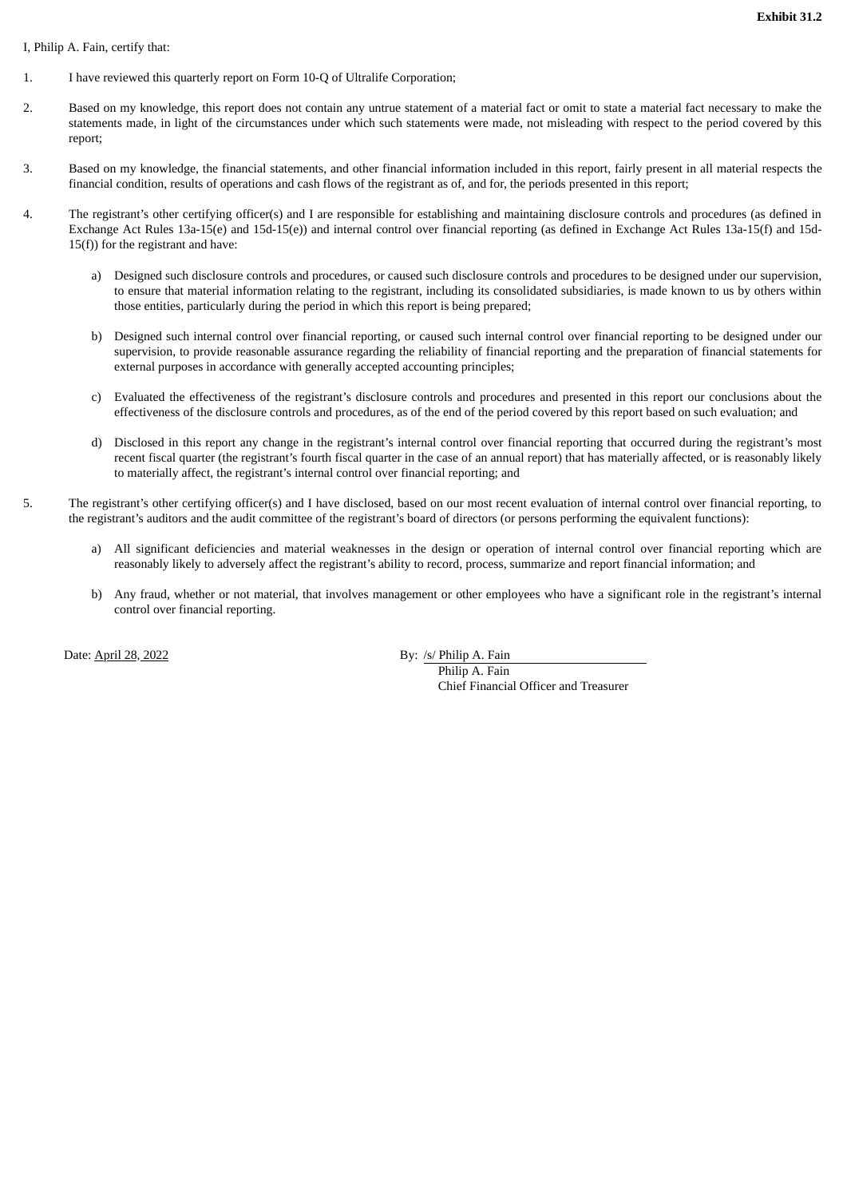**Exhibit 31.2**

I, Philip A. Fain, certify that:

1. I have reviewed this quarterly report on Form 10-Q of Ultralife Corporation;

2. Based on my knowledge, this report does not contain any untrue statement of a material fact or omit to state a material fact necessary to make the statements made, in light of the circumstances under which such statements were made, not misleading with respect to the period covered by this report;

3. Based on my knowledge, the financial statements, and other financial information included in this report, fairly present in all material respects the financial condition, results of operations and cash flows of the registrant as of, and for, the periods presented in this report;

4. The registrant's other certifying officer(s) and I are responsible for establishing and maintaining disclosure controls and procedures (as defined in Exchange Act Rules 13a-15(e) and 15d-15(e)) and internal control over financial reporting (as defined in Exchange Act Rules 13a-15(f) and 15d-15(f)) for the registrant and have:

   a) Designed such disclosure controls and procedures, or caused such disclosure controls and procedures to be designed under our supervision, to ensure that material information relating to the registrant, including its consolidated subsidiaries, is made known to us by others within those entities, particularly during the period in which this report is being prepared;

   b) Designed such internal control over financial reporting, or caused such internal control over financial reporting to be designed under our supervision, to provide reasonable assurance regarding the reliability of financial reporting and the preparation of financial statements for external purposes in accordance with generally accepted accounting principles;

   c) Evaluated the effectiveness of the registrant's disclosure controls and procedures and presented in this report our conclusions about the effectiveness of the disclosure controls and procedures, as of the end of the period covered by this report based on such evaluation; and

   d) Disclosed in this report any change in the registrant's internal control over financial reporting that occurred during the registrant's most recent fiscal quarter (the registrant's fourth fiscal quarter in the case of an annual report) that has materially affected, or is reasonably likely to materially affect, the registrant's internal control over financial reporting; and

5. The registrant's other certifying officer(s) and I have disclosed, based on our most recent evaluation of internal control over financial reporting, to the registrant's auditors and the audit committee of the registrant's board of directors (or persons performing the equivalent functions):

   a) All significant deficiencies and material weaknesses in the design or operation of internal control over financial reporting which are reasonably likely to adversely affect the registrant's ability to record, process, summarize and report financial information; and

   b) Any fraud, whether or not material, that involves management or other employees who have a significant role in the registrant's internal control over financial reporting.

Date: April 28, 2022

By: /s/ Philip A. Fain
Philip A. Fain
Chief Financial Officer and Treasurer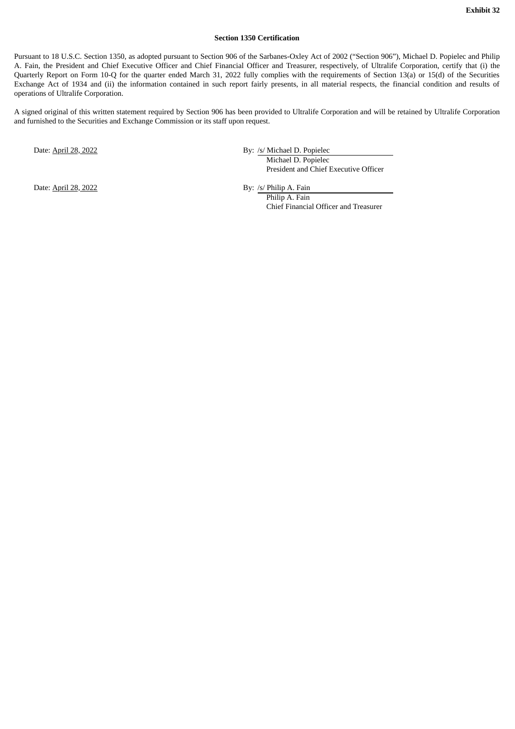**Exhibit 32**

**Section 1350 Certification**

Pursuant to 18 U.S.C. Section 1350, as adopted pursuant to Section 906 of the Sarbanes-Oxley Act of 2002 (“Section 906”), Michael D. Popielec and Philip A. Fain, the President and Chief Executive Officer and Chief Financial Officer and Treasurer, respectively, of Ultralife Corporation, certify that (i) the Quarterly Report on Form 10-Q for the quarter ended March 31, 2022 fully complies with the requirements of Section 13(a) or 15(d) of the Securities Exchange Act of 1934 and (ii) the information contained in such report fairly presents, in all material respects, the financial condition and results of operations of Ultralife Corporation.

A signed original of this written statement required by Section 906 has been provided to Ultralife Corporation and will be retained by Ultralife Corporation and furnished to the Securities and Exchange Commission or its staff upon request.

Date: April 28, 2022

By: /s/ Michael D. Popielec
Michael D. Popielec
President and Chief Executive Officer

Date: April 28, 2022

By: /s/ Philip A. Fain
Philip A. Fain
Chief Financial Officer and Treasurer